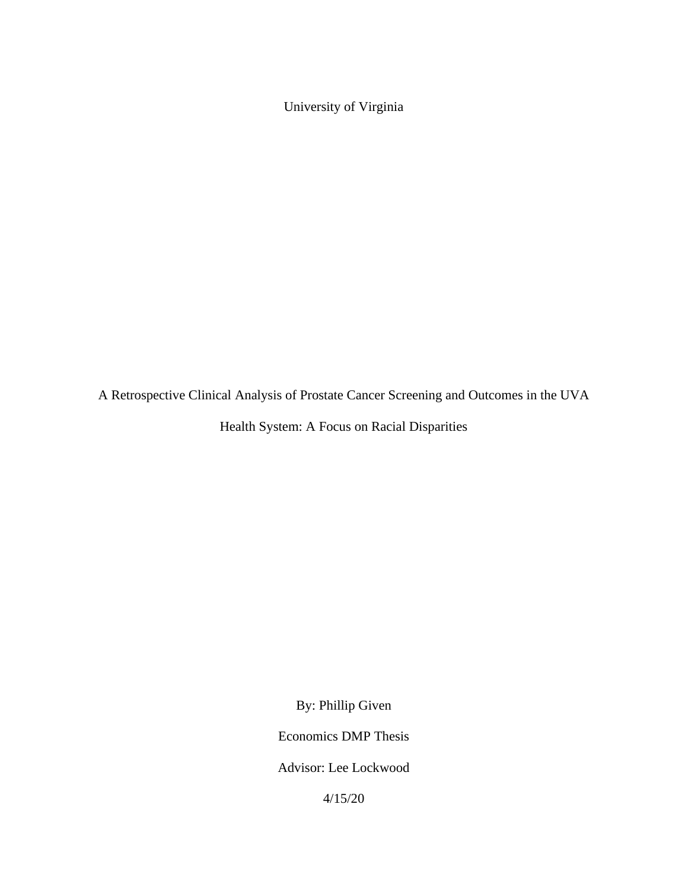University of Virginia

# A Retrospective Clinical Analysis of Prostate Cancer Screening and Outcomes in the UVA Health System: A Focus on Racial Disparities

By: Phillip Given

Economics DMP Thesis

Advisor: Lee Lockwood

4/15/20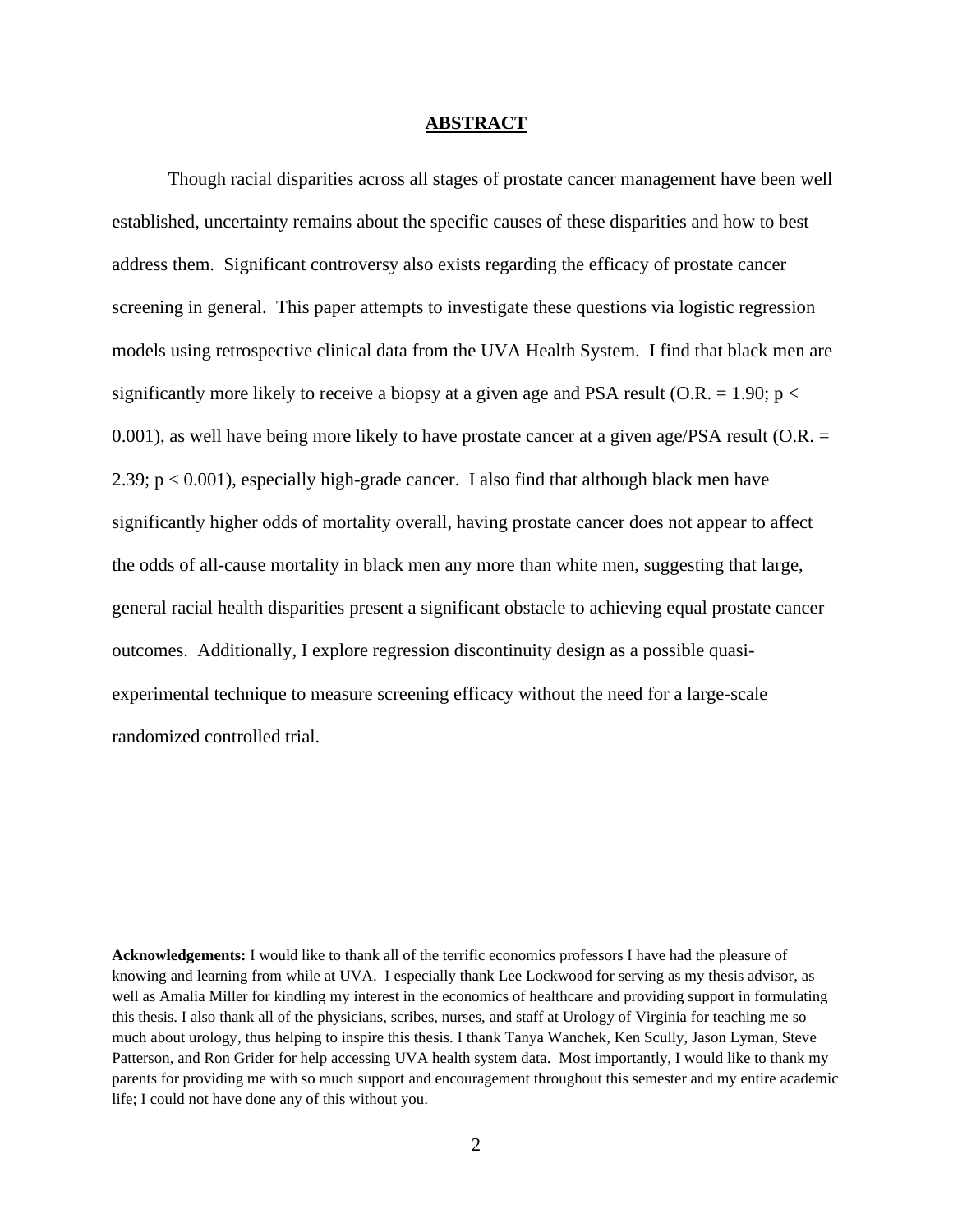# ABSTRACT

Though racial disparities across all stages of prostate cancer management have been well established, uncertainty remains about the specific causes of these disparities and how to best address them. Significant controversy also exists regarding the efficacy of prostate cancer screening in general. This paper attempts to investigate these questions via logistic regression models using retrospective clinical data from the UVA Health System. I find that black men are significantly more likely to receive a biopsy at a given age and PSA result (O.R. = 1.90; $p < 0.001$), as well have being more likely to have prostate cancer at a given age/PSA result (O.R. = 2.39; $p < 0.001$), especially high-grade cancer. I also find that although black men have significantly higher odds of mortality overall, having prostate cancer does not appear to affect the odds of all-cause mortality in black men any more than white men, suggesting that large, general racial health disparities present a significant obstacle to achieving equal prostate cancer outcomes. Additionally, I explore regression discontinuity design as a possible quasi-experimental technique to measure screening efficacy without the need for a large-scale randomized controlled trial.

**Acknowledgements:** I would like to thank all of the terrific economics professors I have had the pleasure of knowing and learning from while at UVA. I especially thank Lee Lockwood for serving as my thesis advisor, as well as Amalia Miller for kindling my interest in the economics of healthcare and providing support in formulating this thesis. I also thank all of the physicians, scribes, nurses, and staff at Urology of Virginia for teaching me so much about urology, thus helping to inspire this thesis. I thank Tanya Wanchek, Ken Scully, Jason Lyman, Steve Patterson, and Ron Grider for help accessing UVA health system data. Most importantly, I would like to thank my parents for providing me with so much support and encouragement throughout this semester and my entire academic life; I could not have done any of this without you.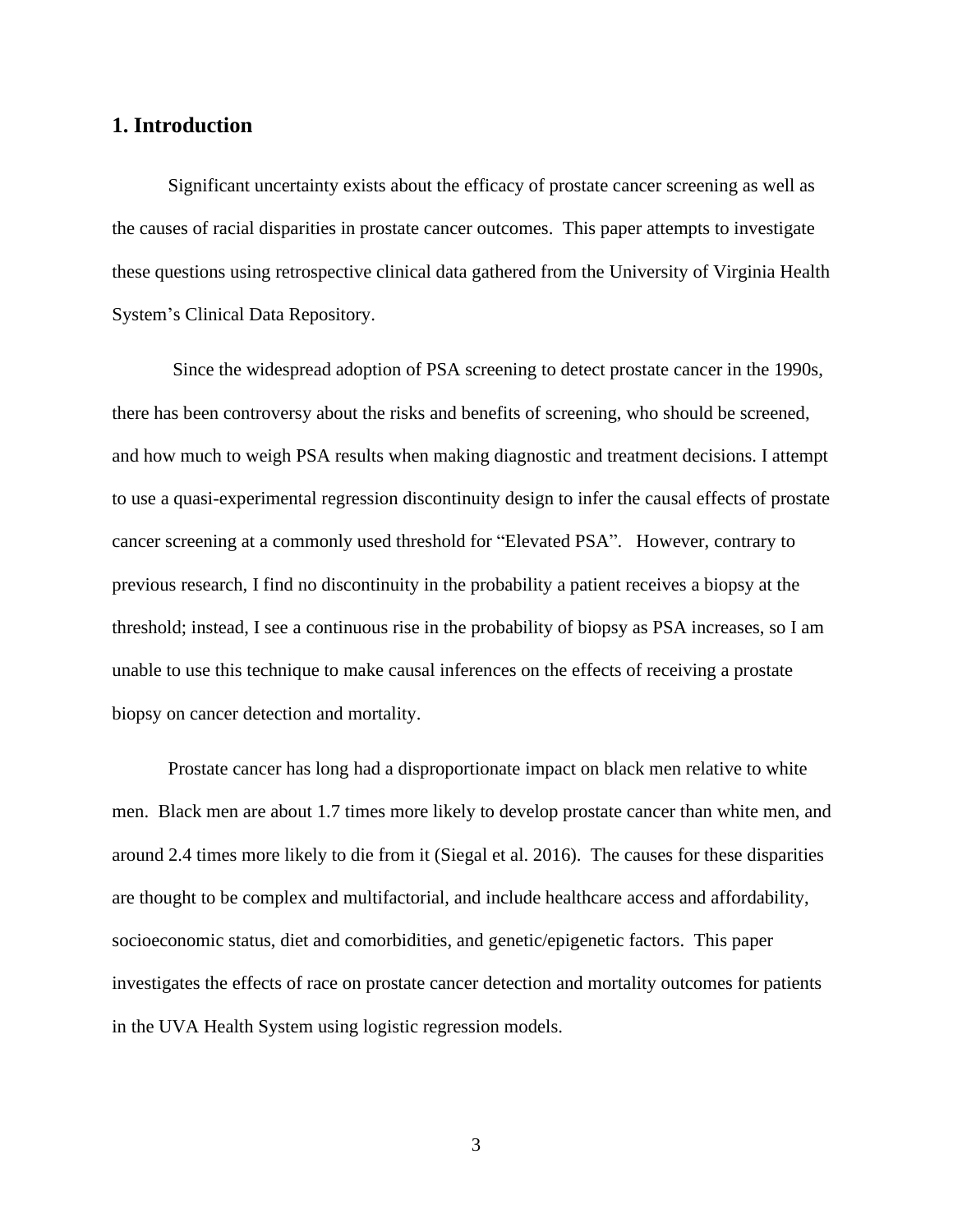## 1. Introduction

Significant uncertainty exists about the efficacy of prostate cancer screening as well as the causes of racial disparities in prostate cancer outcomes. This paper attempts to investigate these questions using retrospective clinical data gathered from the University of Virginia Health System's Clinical Data Repository.

Since the widespread adoption of PSA screening to detect prostate cancer in the 1990s, there has been controversy about the risks and benefits of screening, who should be screened, and how much to weigh PSA results when making diagnostic and treatment decisions. I attempt to use a quasi-experimental regression discontinuity design to infer the causal effects of prostate cancer screening at a commonly used threshold for "Elevated PSA". However, contrary to previous research, I find no discontinuity in the probability a patient receives a biopsy at the threshold; instead, I see a continuous rise in the probability of biopsy as PSA increases, so I am unable to use this technique to make causal inferences on the effects of receiving a prostate biopsy on cancer detection and mortality.

Prostate cancer has long had a disproportionate impact on black men relative to white men. Black men are about 1.7 times more likely to develop prostate cancer than white men, and around 2.4 times more likely to die from it (Siegal et al. 2016). The causes for these disparities are thought to be complex and multifactorial, and include healthcare access and affordability, socioeconomic status, diet and comorbidities, and genetic/epigenetic factors. This paper investigates the effects of race on prostate cancer detection and mortality outcomes for patients in the UVA Health System using logistic regression models.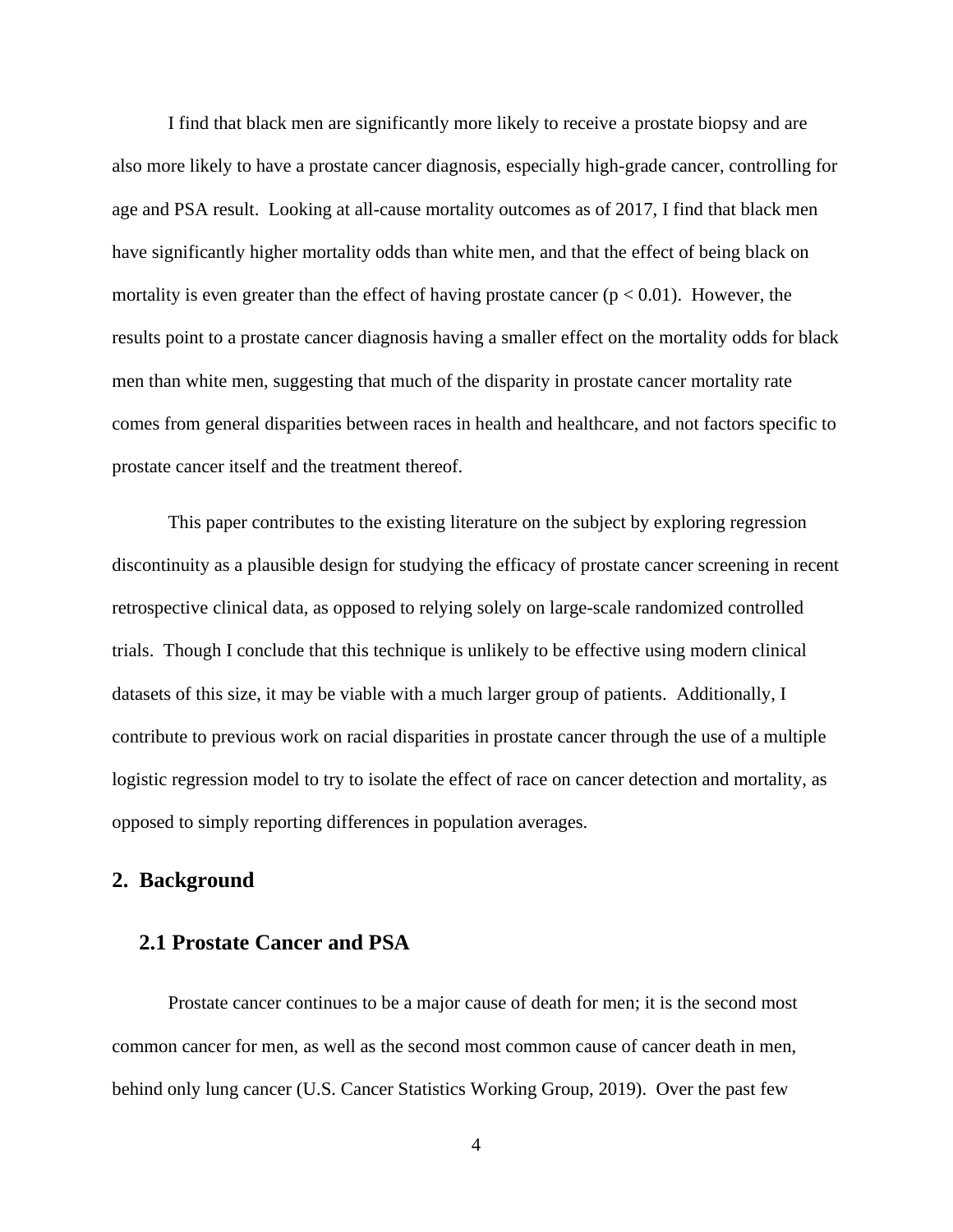I find that black men are significantly more likely to receive a prostate biopsy and are also more likely to have a prostate cancer diagnosis, especially high-grade cancer, controlling for age and PSA result. Looking at all-cause mortality outcomes as of 2017, I find that black men have significantly higher mortality odds than white men, and that the effect of being black on mortality is even greater than the effect of having prostate cancer ($p < 0.01$). However, the results point to a prostate cancer diagnosis having a smaller effect on the mortality odds for black men than white men, suggesting that much of the disparity in prostate cancer mortality rate comes from general disparities between races in health and healthcare, and not factors specific to prostate cancer itself and the treatment thereof.

This paper contributes to the existing literature on the subject by exploring regression discontinuity as a plausible design for studying the efficacy of prostate cancer screening in recent retrospective clinical data, as opposed to relying solely on large-scale randomized controlled trials. Though I conclude that this technique is unlikely to be effective using modern clinical datasets of this size, it may be viable with a much larger group of patients. Additionally, I contribute to previous work on racial disparities in prostate cancer through the use of a multiple logistic regression model to try to isolate the effect of race on cancer detection and mortality, as opposed to simply reporting differences in population averages.

## 2. Background

### 2.1 Prostate Cancer and PSA

Prostate cancer continues to be a major cause of death for men; it is the second most common cancer for men, as well as the second most common cause of cancer death in men, behind only lung cancer (U.S. Cancer Statistics Working Group, 2019). Over the past few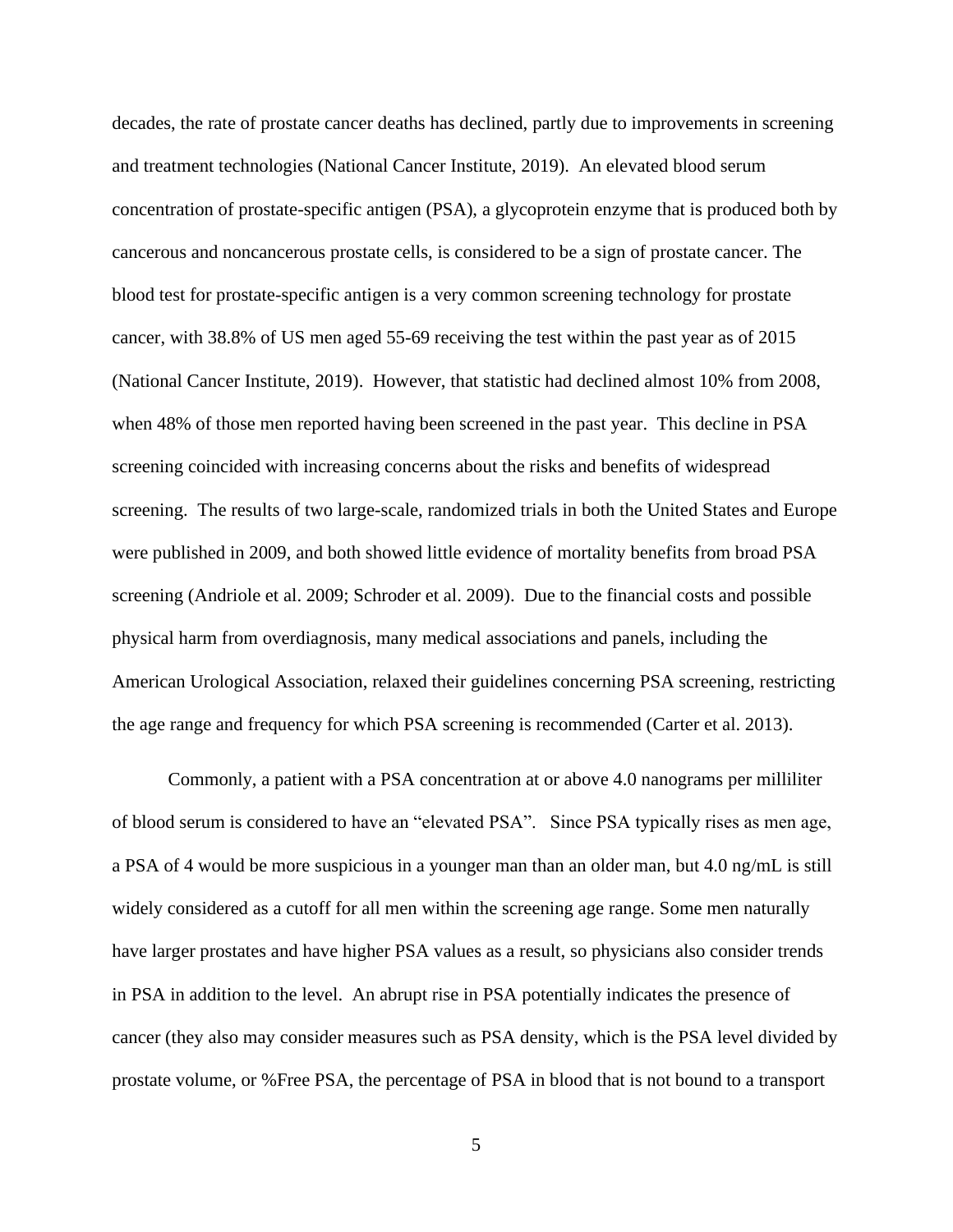decades, the rate of prostate cancer deaths has declined, partly due to improvements in screening and treatment technologies (National Cancer Institute, 2019). An elevated blood serum concentration of prostate-specific antigen (PSA), a glycoprotein enzyme that is produced both by cancerous and noncancerous prostate cells, is considered to be a sign of prostate cancer. The blood test for prostate-specific antigen is a very common screening technology for prostate cancer, with 38.8% of US men aged 55-69 receiving the test within the past year as of 2015 (National Cancer Institute, 2019). However, that statistic had declined almost 10% from 2008, when 48% of those men reported having been screened in the past year. This decline in PSA screening coincided with increasing concerns about the risks and benefits of widespread screening. The results of two large-scale, randomized trials in both the United States and Europe were published in 2009, and both showed little evidence of mortality benefits from broad PSA screening (Andriole et al. 2009; Schroder et al. 2009). Due to the financial costs and possible physical harm from overdiagnosis, many medical associations and panels, including the American Urological Association, relaxed their guidelines concerning PSA screening, restricting the age range and frequency for which PSA screening is recommended (Carter et al. 2013).

Commonly, a patient with a PSA concentration at or above 4.0 nanograms per milliliter of blood serum is considered to have an "elevated PSA". Since PSA typically rises as men age, a PSA of 4 would be more suspicious in a younger man than an older man, but 4.0 ng/mL is still widely considered as a cutoff for all men within the screening age range. Some men naturally have larger prostates and have higher PSA values as a result, so physicians also consider trends in PSA in addition to the level. An abrupt rise in PSA potentially indicates the presence of cancer (they also may consider measures such as PSA density, which is the PSA level divided by prostate volume, or %Free PSA, the percentage of PSA in blood that is not bound to a transport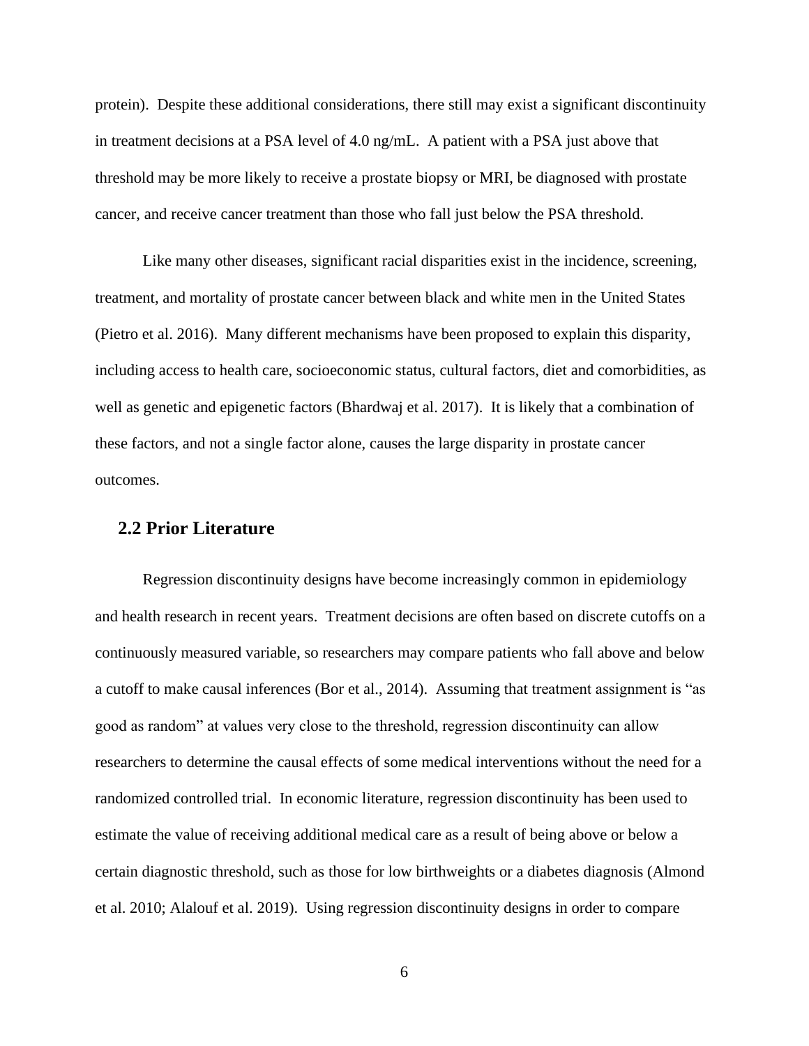protein). Despite these additional considerations, there still may exist a significant discontinuity in treatment decisions at a PSA level of 4.0 ng/mL. A patient with a PSA just above that threshold may be more likely to receive a prostate biopsy or MRI, be diagnosed with prostate cancer, and receive cancer treatment than those who fall just below the PSA threshold.

Like many other diseases, significant racial disparities exist in the incidence, screening, treatment, and mortality of prostate cancer between black and white men in the United States (Pietro et al. 2016). Many different mechanisms have been proposed to explain this disparity, including access to health care, socioeconomic status, cultural factors, diet and comorbidities, as well as genetic and epigenetic factors (Bhardwaj et al. 2017). It is likely that a combination of these factors, and not a single factor alone, causes the large disparity in prostate cancer outcomes.

## 2.2 Prior Literature

Regression discontinuity designs have become increasingly common in epidemiology and health research in recent years. Treatment decisions are often based on discrete cutoffs on a continuously measured variable, so researchers may compare patients who fall above and below a cutoff to make causal inferences (Bor et al., 2014). Assuming that treatment assignment is "as good as random" at values very close to the threshold, regression discontinuity can allow researchers to determine the causal effects of some medical interventions without the need for a randomized controlled trial. In economic literature, regression discontinuity has been used to estimate the value of receiving additional medical care as a result of being above or below a certain diagnostic threshold, such as those for low birthweights or a diabetes diagnosis (Almond et al. 2010; Alalouf et al. 2019). Using regression discontinuity designs in order to compare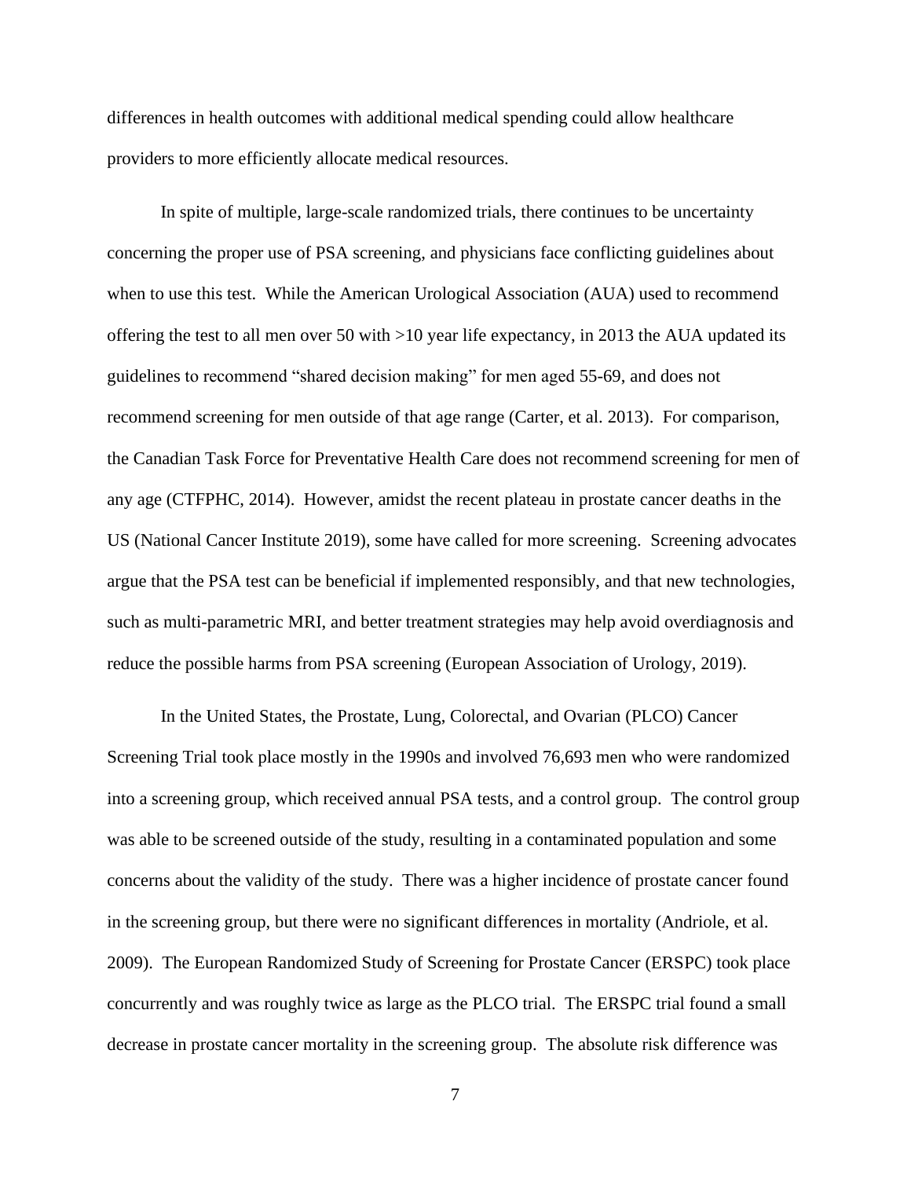differences in health outcomes with additional medical spending could allow healthcare providers to more efficiently allocate medical resources.

In spite of multiple, large-scale randomized trials, there continues to be uncertainty concerning the proper use of PSA screening, and physicians face conflicting guidelines about when to use this test. While the American Urological Association (AUA) used to recommend offering the test to all men over 50 with >10 year life expectancy, in 2013 the AUA updated its guidelines to recommend "shared decision making" for men aged 55-69, and does not recommend screening for men outside of that age range (Carter, et al. 2013). For comparison, the Canadian Task Force for Preventative Health Care does not recommend screening for men of any age (CTFPHC, 2014). However, amidst the recent plateau in prostate cancer deaths in the US (National Cancer Institute 2019), some have called for more screening. Screening advocates argue that the PSA test can be beneficial if implemented responsibly, and that new technologies, such as multi-parametric MRI, and better treatment strategies may help avoid overdiagnosis and reduce the possible harms from PSA screening (European Association of Urology, 2019).

In the United States, the Prostate, Lung, Colorectal, and Ovarian (PLCO) Cancer Screening Trial took place mostly in the 1990s and involved 76,693 men who were randomized into a screening group, which received annual PSA tests, and a control group. The control group was able to be screened outside of the study, resulting in a contaminated population and some concerns about the validity of the study. There was a higher incidence of prostate cancer found in the screening group, but there were no significant differences in mortality (Andriole, et al. 2009). The European Randomized Study of Screening for Prostate Cancer (ERSPC) took place concurrently and was roughly twice as large as the PLCO trial. The ERSPC trial found a small decrease in prostate cancer mortality in the screening group. The absolute risk difference was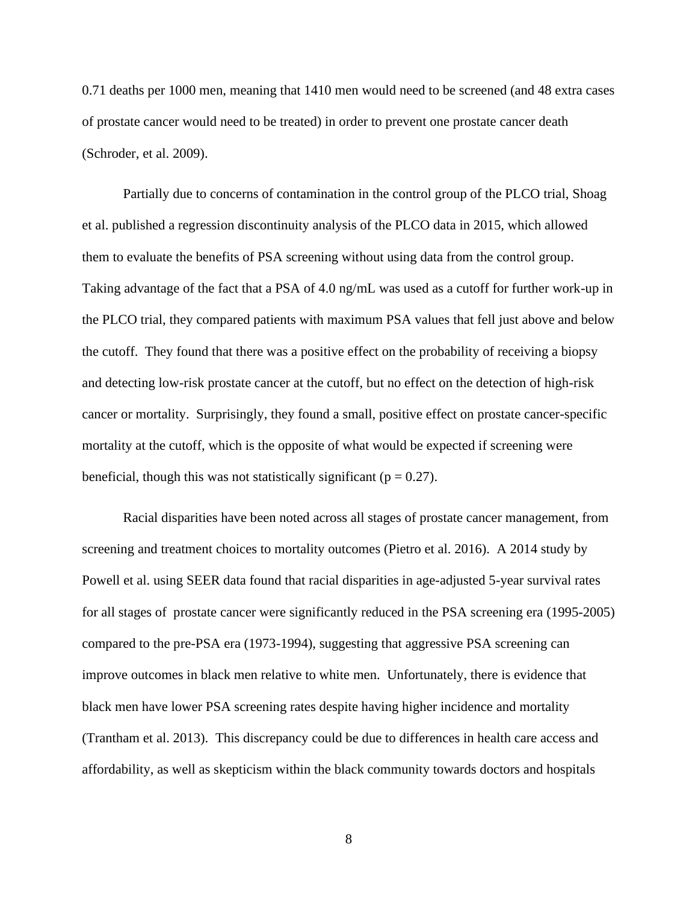0.71 deaths per 1000 men, meaning that 1410 men would need to be screened (and 48 extra cases of prostate cancer would need to be treated) in order to prevent one prostate cancer death (Schroder, et al. 2009).

Partially due to concerns of contamination in the control group of the PLCO trial, Shoag et al. published a regression discontinuity analysis of the PLCO data in 2015, which allowed them to evaluate the benefits of PSA screening without using data from the control group. Taking advantage of the fact that a PSA of 4.0 ng/mL was used as a cutoff for further work-up in the PLCO trial, they compared patients with maximum PSA values that fell just above and below the cutoff. They found that there was a positive effect on the probability of receiving a biopsy and detecting low-risk prostate cancer at the cutoff, but no effect on the detection of high-risk cancer or mortality. Surprisingly, they found a small, positive effect on prostate cancer-specific mortality at the cutoff, which is the opposite of what would be expected if screening were beneficial, though this was not statistically significant ($p = 0.27$).

Racial disparities have been noted across all stages of prostate cancer management, from screening and treatment choices to mortality outcomes (Pietro et al. 2016). A 2014 study by Powell et al. using SEER data found that racial disparities in age-adjusted 5-year survival rates for all stages of prostate cancer were significantly reduced in the PSA screening era (1995-2005) compared to the pre-PSA era (1973-1994), suggesting that aggressive PSA screening can improve outcomes in black men relative to white men. Unfortunately, there is evidence that black men have lower PSA screening rates despite having higher incidence and mortality (Trantham et al. 2013). This discrepancy could be due to differences in health care access and affordability, as well as skepticism within the black community towards doctors and hospitals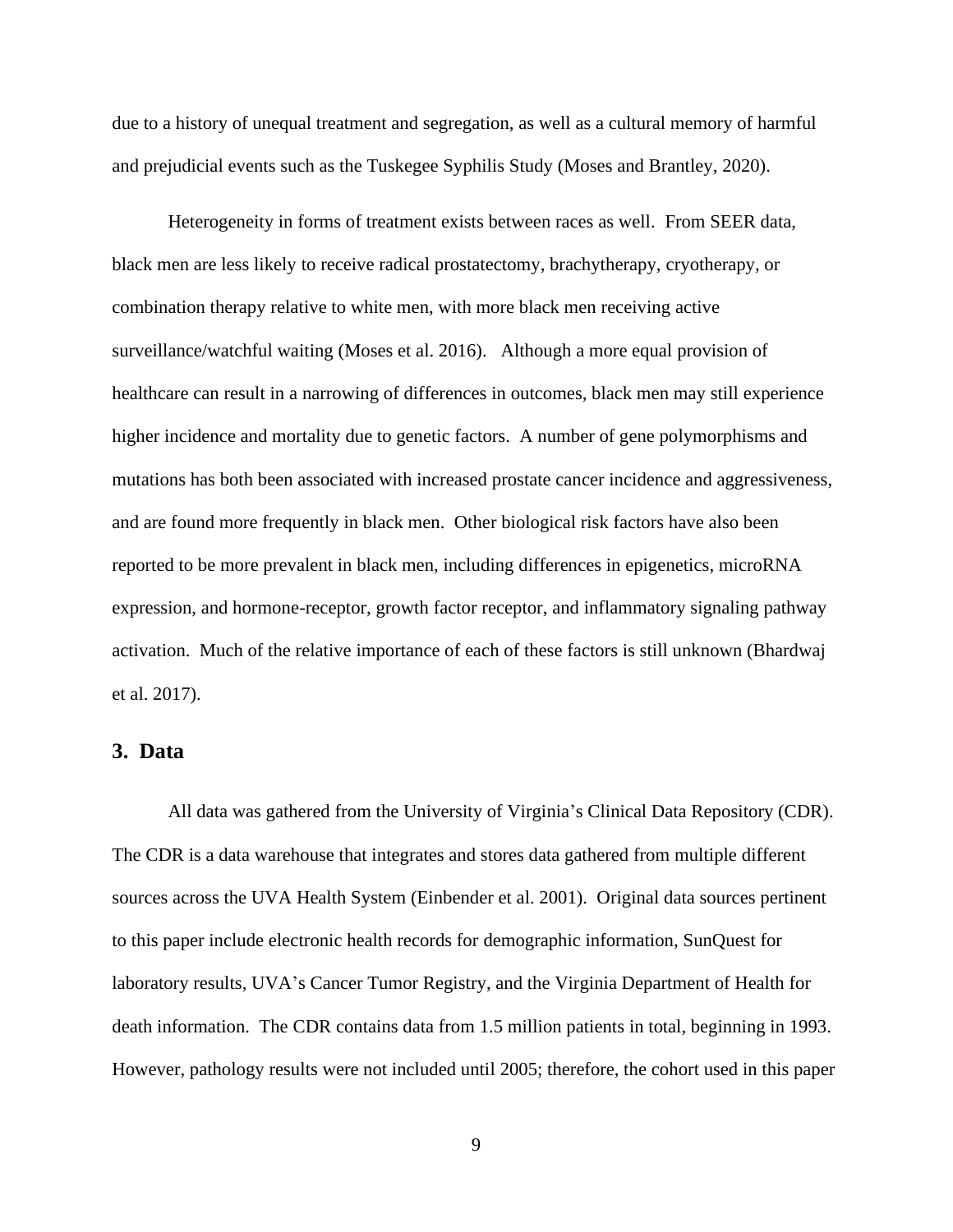due to a history of unequal treatment and segregation, as well as a cultural memory of harmful and prejudicial events such as the Tuskegee Syphilis Study (Moses and Brantley, 2020).

Heterogeneity in forms of treatment exists between races as well. From SEER data, black men are less likely to receive radical prostatectomy, brachytherapy, cryotherapy, or combination therapy relative to white men, with more black men receiving active surveillance/watchful waiting (Moses et al. 2016). Although a more equal provision of healthcare can result in a narrowing of differences in outcomes, black men may still experience higher incidence and mortality due to genetic factors. A number of gene polymorphisms and mutations has both been associated with increased prostate cancer incidence and aggressiveness, and are found more frequently in black men. Other biological risk factors have also been reported to be more prevalent in black men, including differences in epigenetics, microRNA expression, and hormone-receptor, growth factor receptor, and inflammatory signaling pathway activation. Much of the relative importance of each of these factors is still unknown (Bhardwaj et al. 2017).

## 3. Data

All data was gathered from the University of Virginia's Clinical Data Repository (CDR). The CDR is a data warehouse that integrates and stores data gathered from multiple different sources across the UVA Health System (Einbender et al. 2001). Original data sources pertinent to this paper include electronic health records for demographic information, SunQuest for laboratory results, UVA's Cancer Tumor Registry, and the Virginia Department of Health for death information. The CDR contains data from 1.5 million patients in total, beginning in 1993. However, pathology results were not included until 2005; therefore, the cohort used in this paper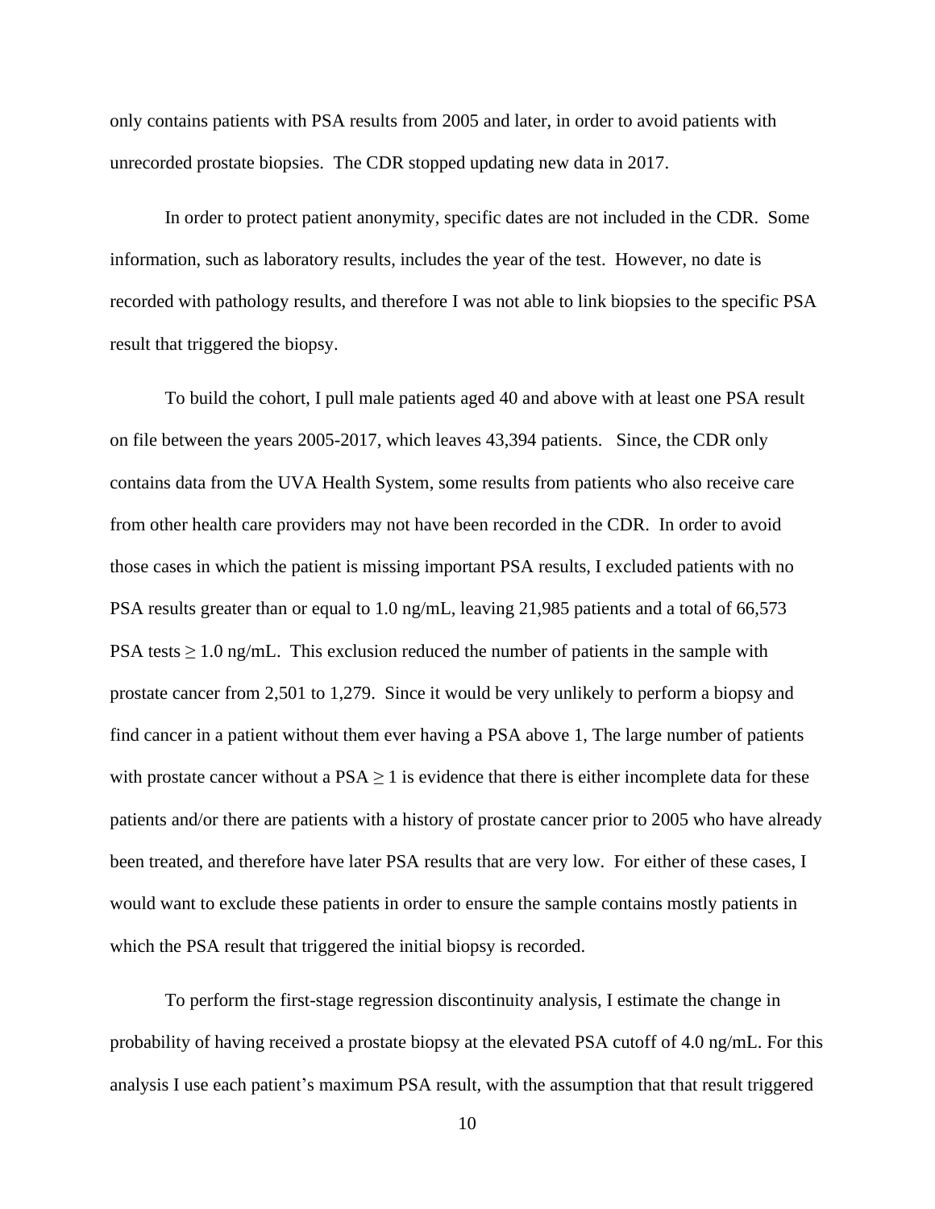only contains patients with PSA results from 2005 and later, in order to avoid patients with unrecorded prostate biopsies. The CDR stopped updating new data in 2017.

In order to protect patient anonymity, specific dates are not included in the CDR. Some information, such as laboratory results, includes the year of the test. However, no date is recorded with pathology results, and therefore I was not able to link biopsies to the specific PSA result that triggered the biopsy.

To build the cohort, I pull male patients aged 40 and above with at least one PSA result on file between the years 2005-2017, which leaves 43,394 patients. Since, the CDR only contains data from the UVA Health System, some results from patients who also receive care from other health care providers may not have been recorded in the CDR. In order to avoid those cases in which the patient is missing important PSA results, I excluded patients with no PSA results greater than or equal to 1.0 ng/mL, leaving 21,985 patients and a total of 66,573 PSA tests $\geq$ 1.0 ng/mL. This exclusion reduced the number of patients in the sample with prostate cancer from 2,501 to 1,279. Since it would be very unlikely to perform a biopsy and find cancer in a patient without them ever having a PSA above 1, The large number of patients with prostate cancer without a PSA $\geq$ 1 is evidence that there is either incomplete data for these patients and/or there are patients with a history of prostate cancer prior to 2005 who have already been treated, and therefore have later PSA results that are very low. For either of these cases, I would want to exclude these patients in order to ensure the sample contains mostly patients in which the PSA result that triggered the initial biopsy is recorded.

To perform the first-stage regression discontinuity analysis, I estimate the change in probability of having received a prostate biopsy at the elevated PSA cutoff of 4.0 ng/mL. For this analysis I use each patient's maximum PSA result, with the assumption that that result triggered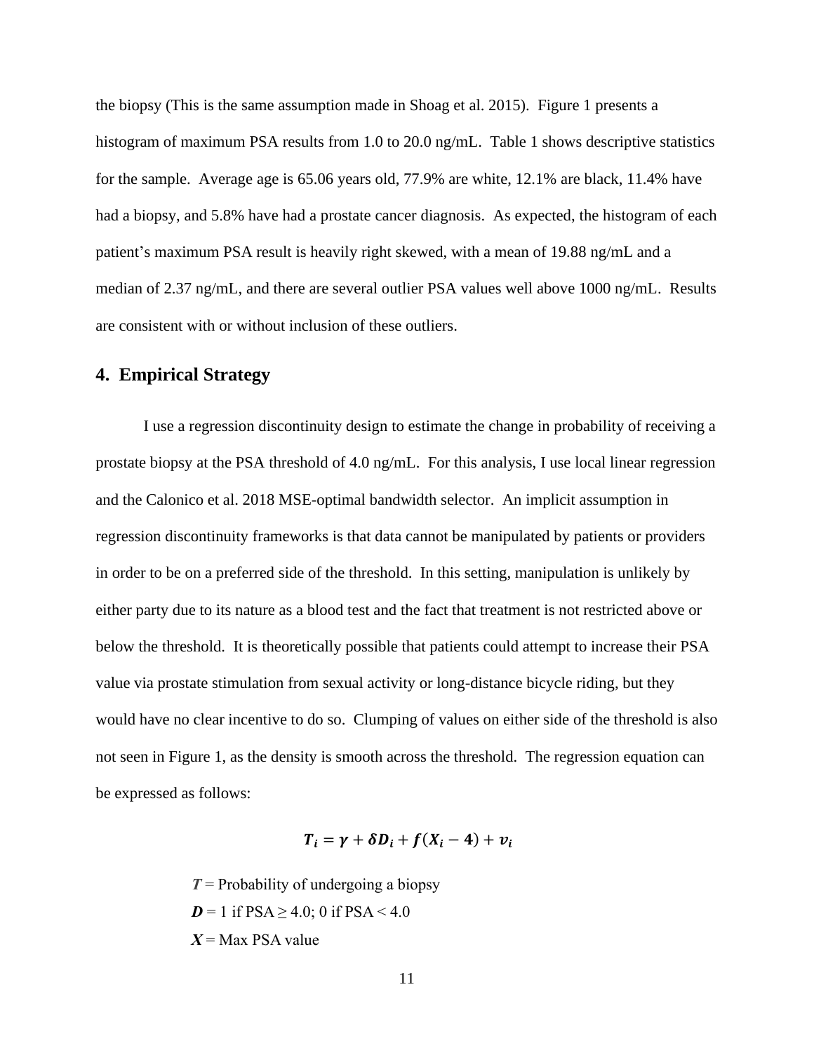the biopsy (This is the same assumption made in Shoag et al. 2015). Figure 1 presents a histogram of maximum PSA results from 1.0 to 20.0 ng/mL. Table 1 shows descriptive statistics for the sample. Average age is 65.06 years old, 77.9% are white, 12.1% are black, 11.4% have had a biopsy, and 5.8% have had a prostate cancer diagnosis. As expected, the histogram of each patient's maximum PSA result is heavily right skewed, with a mean of 19.88 ng/mL and a median of 2.37 ng/mL, and there are several outlier PSA values well above 1000 ng/mL. Results are consistent with or without inclusion of these outliers.

## 4. Empirical Strategy

I use a regression discontinuity design to estimate the change in probability of receiving a prostate biopsy at the PSA threshold of 4.0 ng/mL. For this analysis, I use local linear regression and the Calonico et al. 2018 MSE-optimal bandwidth selector. An implicit assumption in regression discontinuity frameworks is that data cannot be manipulated by patients or providers in order to be on a preferred side of the threshold. In this setting, manipulation is unlikely by either party due to its nature as a blood test and the fact that treatment is not restricted above or below the threshold. It is theoretically possible that patients could attempt to increase their PSA value via prostate stimulation from sexual activity or long-distance bicycle riding, but they would have no clear incentive to do so. Clumping of values on either side of the threshold is also not seen in Figure 1, as the density is smooth across the threshold. The regression equation can be expressed as follows:

$$\boldsymbol{T_i = \gamma + \delta D_i + f(X_i - 4) + v_i}$$

$\boldsymbol{T}$ = Probability of undergoing a biopsy

$\boldsymbol{D}$ = 1 if PSA ≥ 4.0; 0 if PSA < 4.0

$\boldsymbol{X}$ = Max PSA value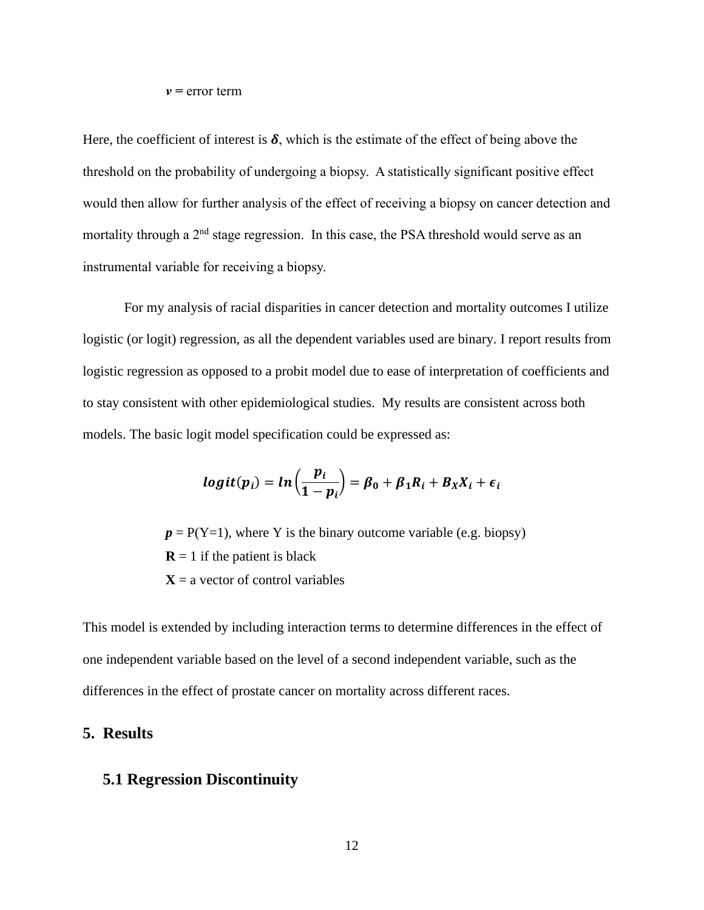$\boldsymbol{v}$ = error term

Here, the coefficient of interest is $\boldsymbol{\delta}$, which is the estimate of the effect of being above the threshold on the probability of undergoing a biopsy. A statistically significant positive effect would then allow for further analysis of the effect of receiving a biopsy on cancer detection and mortality through a 2nd stage regression. In this case, the PSA threshold would serve as an instrumental variable for receiving a biopsy.

For my analysis of racial disparities in cancer detection and mortality outcomes I utilize logistic (or logit) regression, as all the dependent variables used are binary. I report results from logistic regression as opposed to a probit model due to ease of interpretation of coefficients and to stay consistent with other epidemiological studies. My results are consistent across both models. The basic logit model specification could be expressed as:

$$\boldsymbol{logit(p_i) = ln\left(\frac{p_i}{1-p_i}\right) = \beta_0 + \beta_1 R_i + B_X X_i + \epsilon_i}$$

$\boldsymbol{p}$ = P(Y=1), where Y is the binary outcome variable (e.g. biopsy)
**R** = 1 if the patient is black
**X** = a vector of control variables

This model is extended by including interaction terms to determine differences in the effect of one independent variable based on the level of a second independent variable, such as the differences in the effect of prostate cancer on mortality across different races.

## 5. Results

### 5.1 Regression Discontinuity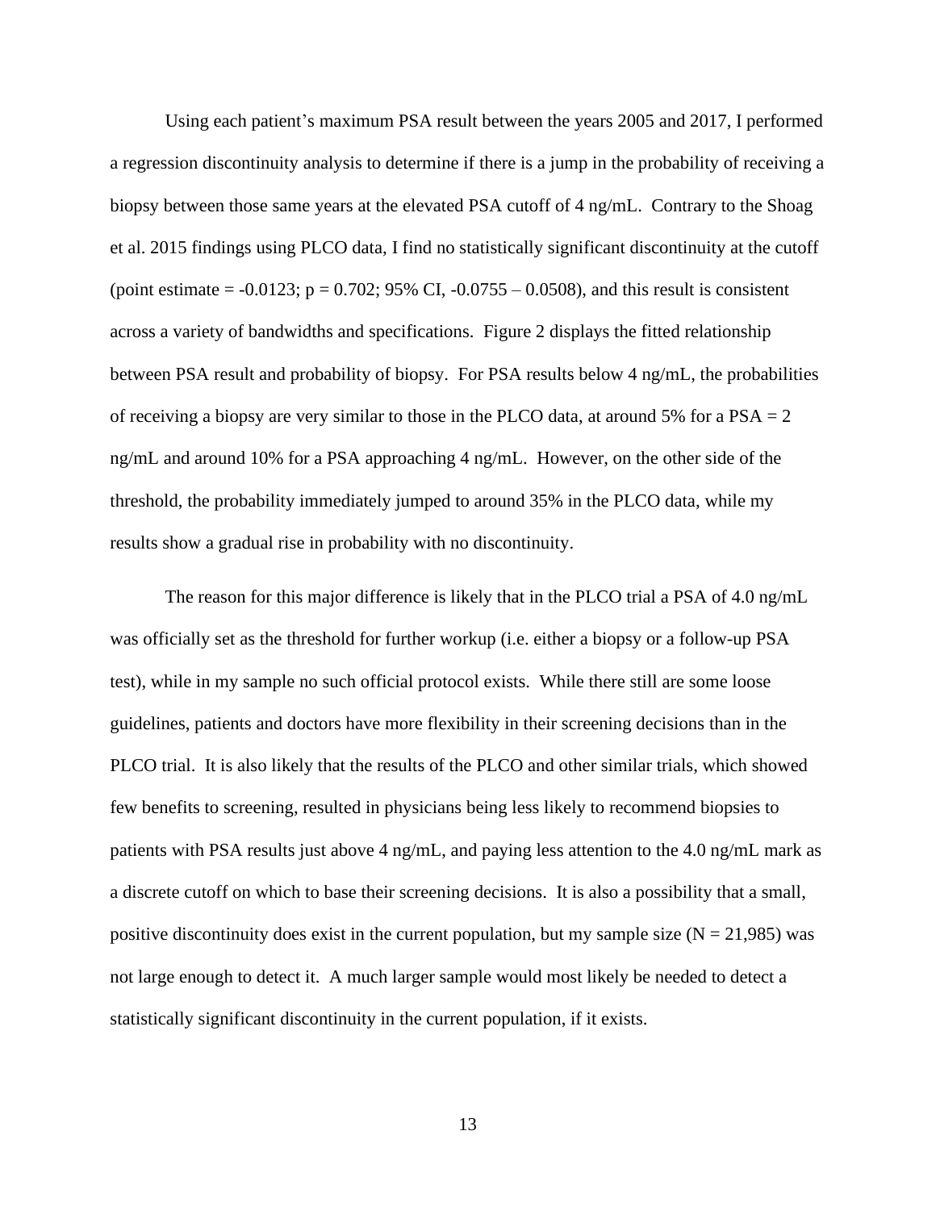Using each patient's maximum PSA result between the years 2005 and 2017, I performed a regression discontinuity analysis to determine if there is a jump in the probability of receiving a biopsy between those same years at the elevated PSA cutoff of 4 ng/mL. Contrary to the Shoag et al. 2015 findings using PLCO data, I find no statistically significant discontinuity at the cutoff (point estimate = -0.0123; $p = 0.702$; 95% CI, -0.0755 – 0.0508), and this result is consistent across a variety of bandwidths and specifications. Figure 2 displays the fitted relationship between PSA result and probability of biopsy. For PSA results below 4 ng/mL, the probabilities of receiving a biopsy are very similar to those in the PLCO data, at around 5% for a PSA = 2 ng/mL and around 10% for a PSA approaching 4 ng/mL. However, on the other side of the threshold, the probability immediately jumped to around 35% in the PLCO data, while my results show a gradual rise in probability with no discontinuity.

The reason for this major difference is likely that in the PLCO trial a PSA of 4.0 ng/mL was officially set as the threshold for further workup (i.e. either a biopsy or a follow-up PSA test), while in my sample no such official protocol exists. While there still are some loose guidelines, patients and doctors have more flexibility in their screening decisions than in the PLCO trial. It is also likely that the results of the PLCO and other similar trials, which showed few benefits to screening, resulted in physicians being less likely to recommend biopsies to patients with PSA results just above 4 ng/mL, and paying less attention to the 4.0 ng/mL mark as a discrete cutoff on which to base their screening decisions. It is also a possibility that a small, positive discontinuity does exist in the current population, but my sample size ($N = 21{,}985$) was not large enough to detect it. A much larger sample would most likely be needed to detect a statistically significant discontinuity in the current population, if it exists.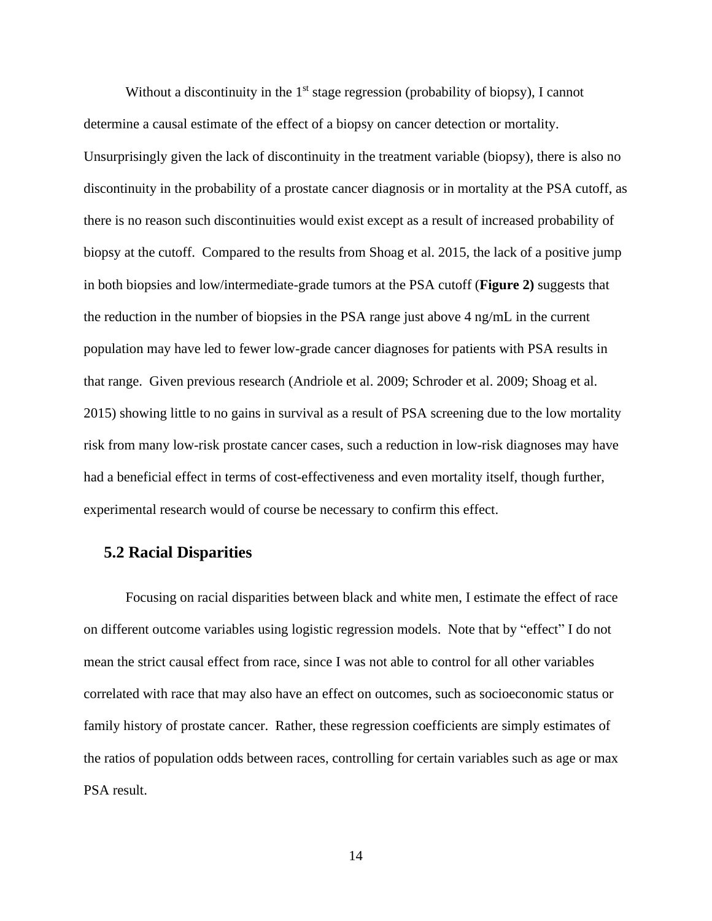Without a discontinuity in the 1st stage regression (probability of biopsy), I cannot determine a causal estimate of the effect of a biopsy on cancer detection or mortality. Unsurprisingly given the lack of discontinuity in the treatment variable (biopsy), there is also no discontinuity in the probability of a prostate cancer diagnosis or in mortality at the PSA cutoff, as there is no reason such discontinuities would exist except as a result of increased probability of biopsy at the cutoff. Compared to the results from Shoag et al. 2015, the lack of a positive jump in both biopsies and low/intermediate-grade tumors at the PSA cutoff (**Figure 2)** suggests that the reduction in the number of biopsies in the PSA range just above 4 ng/mL in the current population may have led to fewer low-grade cancer diagnoses for patients with PSA results in that range. Given previous research (Andriole et al. 2009; Schroder et al. 2009; Shoag et al. 2015) showing little to no gains in survival as a result of PSA screening due to the low mortality risk from many low-risk prostate cancer cases, such a reduction in low-risk diagnoses may have had a beneficial effect in terms of cost-effectiveness and even mortality itself, though further, experimental research would of course be necessary to confirm this effect.

## 5.2 Racial Disparities

Focusing on racial disparities between black and white men, I estimate the effect of race on different outcome variables using logistic regression models. Note that by "effect" I do not mean the strict causal effect from race, since I was not able to control for all other variables correlated with race that may also have an effect on outcomes, such as socioeconomic status or family history of prostate cancer. Rather, these regression coefficients are simply estimates of the ratios of population odds between races, controlling for certain variables such as age or max PSA result.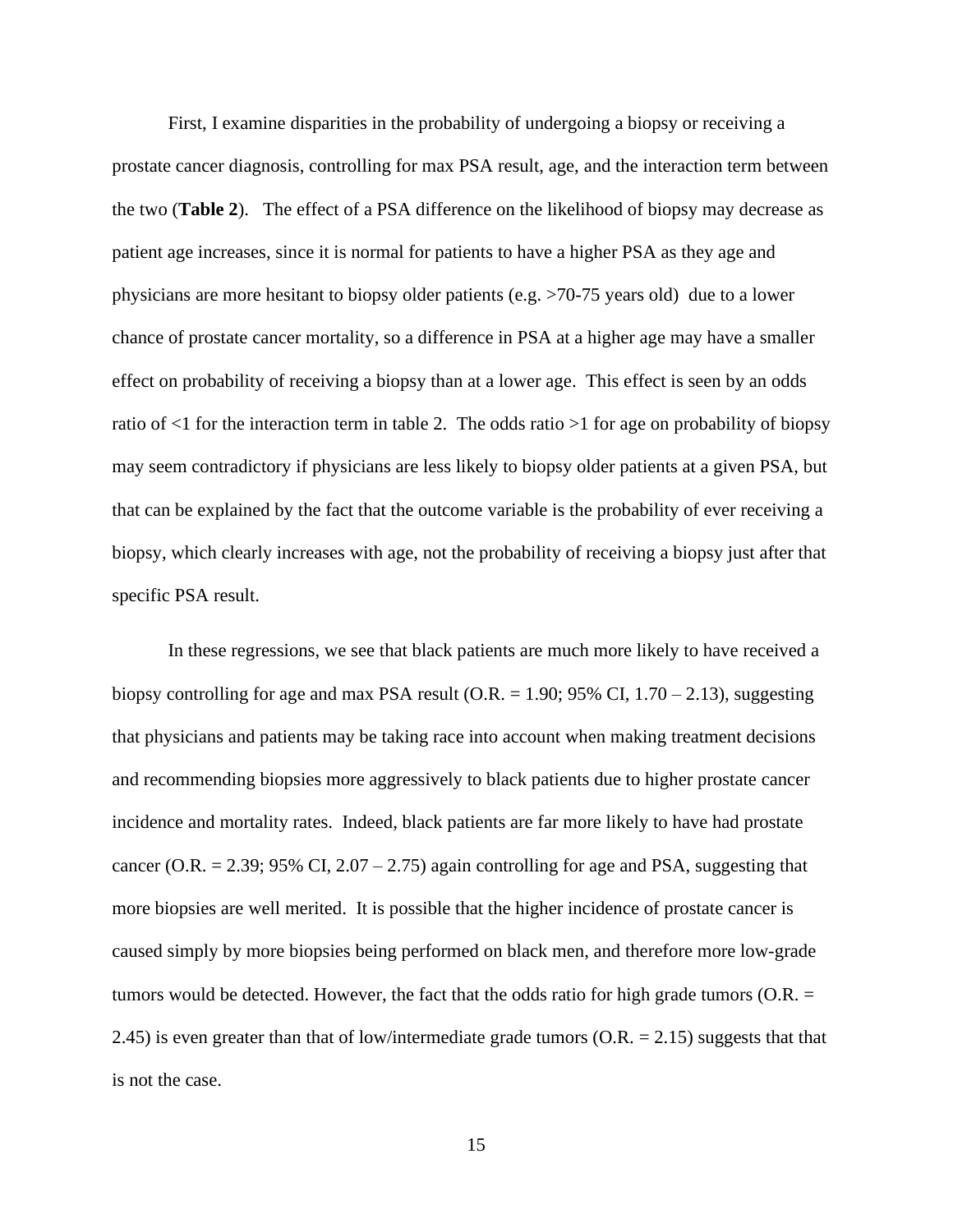First, I examine disparities in the probability of undergoing a biopsy or receiving a prostate cancer diagnosis, controlling for max PSA result, age, and the interaction term between the two (**Table 2**). The effect of a PSA difference on the likelihood of biopsy may decrease as patient age increases, since it is normal for patients to have a higher PSA as they age and physicians are more hesitant to biopsy older patients (e.g. >70-75 years old) due to a lower chance of prostate cancer mortality, so a difference in PSA at a higher age may have a smaller effect on probability of receiving a biopsy than at a lower age. This effect is seen by an odds ratio of <1 for the interaction term in table 2. The odds ratio >1 for age on probability of biopsy may seem contradictory if physicians are less likely to biopsy older patients at a given PSA, but that can be explained by the fact that the outcome variable is the probability of ever receiving a biopsy, which clearly increases with age, not the probability of receiving a biopsy just after that specific PSA result.

In these regressions, we see that black patients are much more likely to have received a biopsy controlling for age and max PSA result (O.R. = 1.90; 95% CI, 1.70 – 2.13), suggesting that physicians and patients may be taking race into account when making treatment decisions and recommending biopsies more aggressively to black patients due to higher prostate cancer incidence and mortality rates. Indeed, black patients are far more likely to have had prostate cancer (O.R. = 2.39; 95% CI, 2.07 – 2.75) again controlling for age and PSA, suggesting that more biopsies are well merited. It is possible that the higher incidence of prostate cancer is caused simply by more biopsies being performed on black men, and therefore more low-grade tumors would be detected. However, the fact that the odds ratio for high grade tumors (O.R. = 2.45) is even greater than that of low/intermediate grade tumors (O.R. = 2.15) suggests that that is not the case.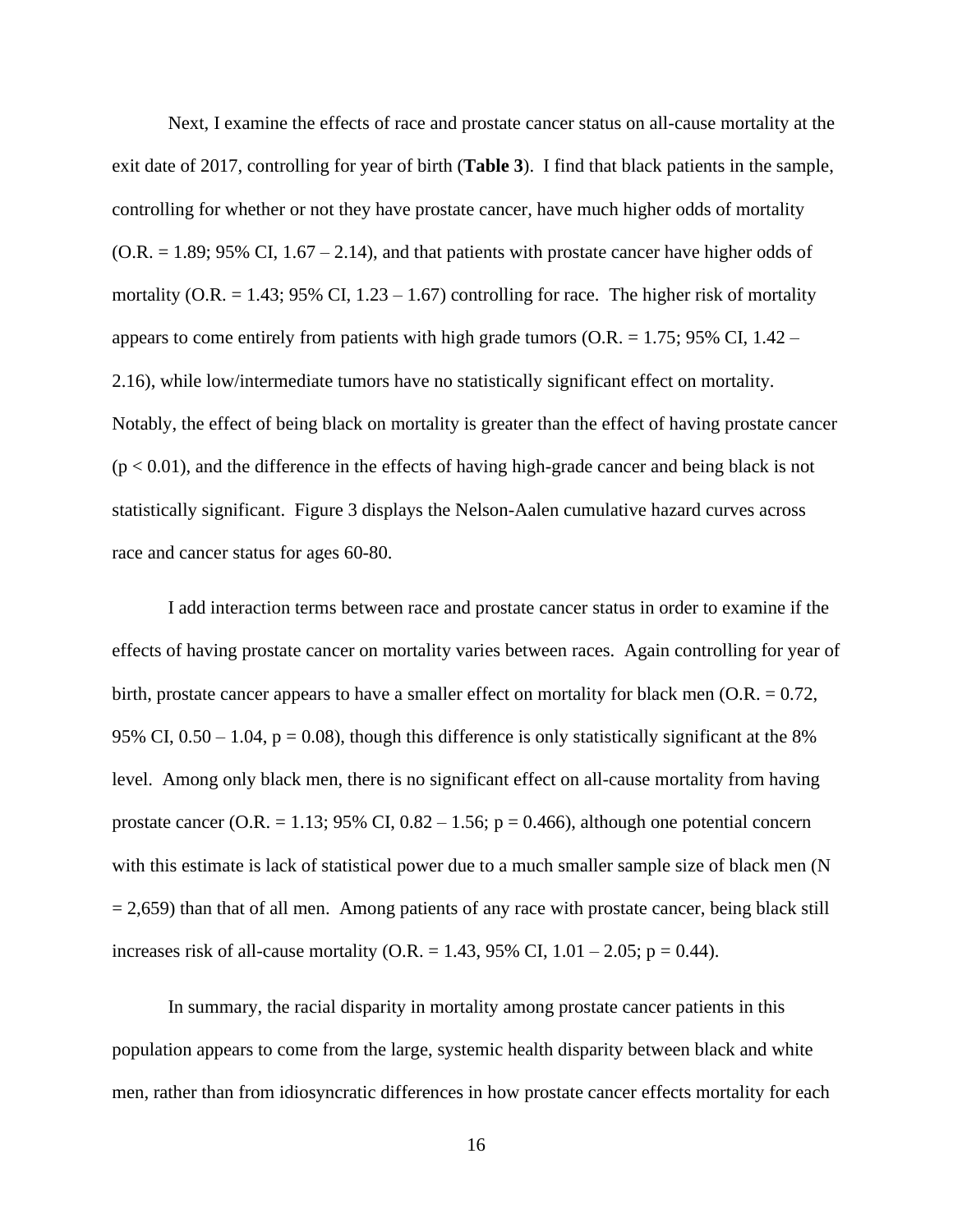Next, I examine the effects of race and prostate cancer status on all-cause mortality at the exit date of 2017, controlling for year of birth (**Table 3**). I find that black patients in the sample, controlling for whether or not they have prostate cancer, have much higher odds of mortality (O.R. = 1.89; 95% CI, 1.67 – 2.14), and that patients with prostate cancer have higher odds of mortality (O.R. = 1.43; 95% CI, 1.23 – 1.67) controlling for race. The higher risk of mortality appears to come entirely from patients with high grade tumors (O.R. = 1.75; 95% CI, 1.42 – 2.16), while low/intermediate tumors have no statistically significant effect on mortality. Notably, the effect of being black on mortality is greater than the effect of having prostate cancer ($p < 0.01$), and the difference in the effects of having high-grade cancer and being black is not statistically significant. Figure 3 displays the Nelson-Aalen cumulative hazard curves across race and cancer status for ages 60-80.

I add interaction terms between race and prostate cancer status in order to examine if the effects of having prostate cancer on mortality varies between races. Again controlling for year of birth, prostate cancer appears to have a smaller effect on mortality for black men (O.R. = 0.72, 95% CI, 0.50 – 1.04, $p = 0.08$), though this difference is only statistically significant at the 8% level. Among only black men, there is no significant effect on all-cause mortality from having prostate cancer (O.R. = 1.13; 95% CI, 0.82 – 1.56; $p = 0.466$), although one potential concern with this estimate is lack of statistical power due to a much smaller sample size of black men (N = 2,659) than that of all men. Among patients of any race with prostate cancer, being black still increases risk of all-cause mortality (O.R. = 1.43, 95% CI, 1.01 – 2.05; $p = 0.44$).

In summary, the racial disparity in mortality among prostate cancer patients in this population appears to come from the large, systemic health disparity between black and white men, rather than from idiosyncratic differences in how prostate cancer effects mortality for each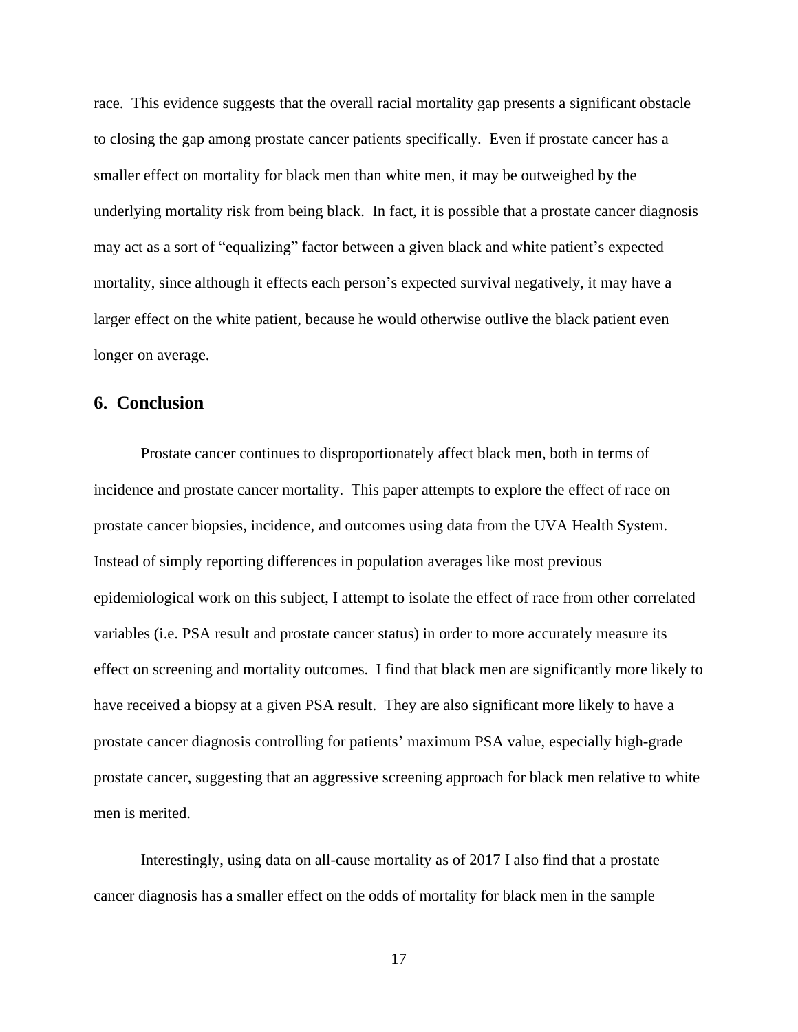race. This evidence suggests that the overall racial mortality gap presents a significant obstacle to closing the gap among prostate cancer patients specifically. Even if prostate cancer has a smaller effect on mortality for black men than white men, it may be outweighed by the underlying mortality risk from being black. In fact, it is possible that a prostate cancer diagnosis may act as a sort of "equalizing" factor between a given black and white patient's expected mortality, since although it effects each person's expected survival negatively, it may have a larger effect on the white patient, because he would otherwise outlive the black patient even longer on average.

## 6. Conclusion

Prostate cancer continues to disproportionately affect black men, both in terms of incidence and prostate cancer mortality. This paper attempts to explore the effect of race on prostate cancer biopsies, incidence, and outcomes using data from the UVA Health System. Instead of simply reporting differences in population averages like most previous epidemiological work on this subject, I attempt to isolate the effect of race from other correlated variables (i.e. PSA result and prostate cancer status) in order to more accurately measure its effect on screening and mortality outcomes. I find that black men are significantly more likely to have received a biopsy at a given PSA result. They are also significant more likely to have a prostate cancer diagnosis controlling for patients' maximum PSA value, especially high-grade prostate cancer, suggesting that an aggressive screening approach for black men relative to white men is merited.

Interestingly, using data on all-cause mortality as of 2017 I also find that a prostate cancer diagnosis has a smaller effect on the odds of mortality for black men in the sample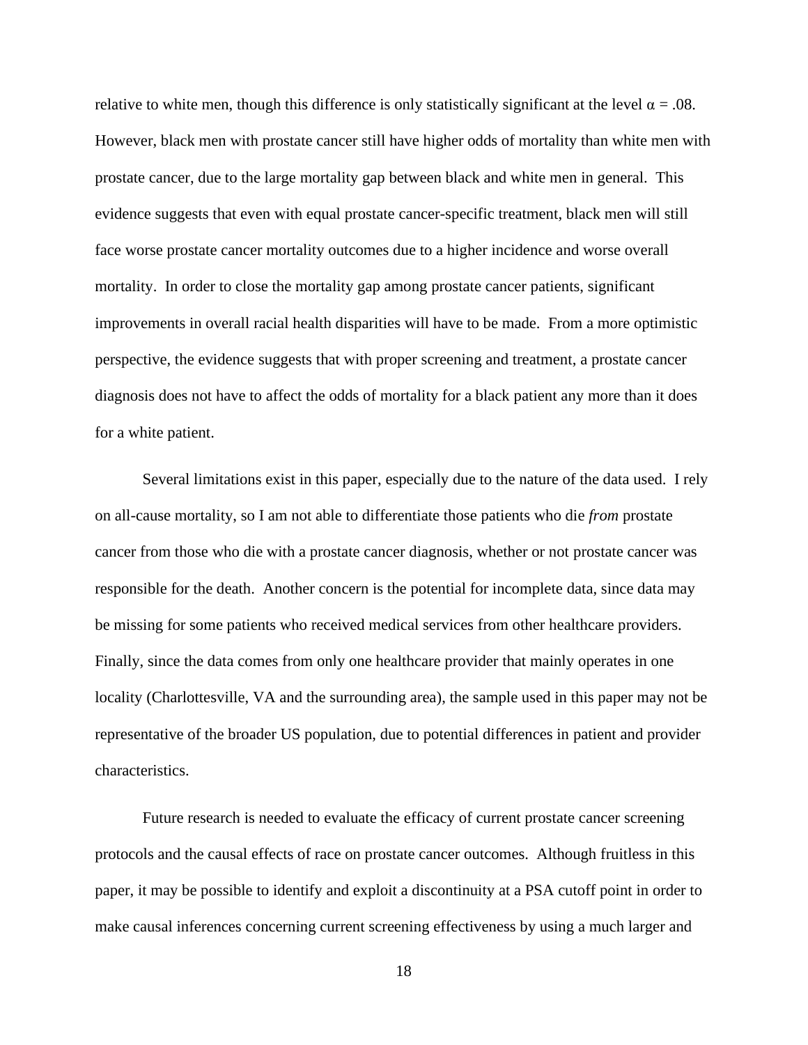relative to white men, though this difference is only statistically significant at the level $\alpha = .08$. However, black men with prostate cancer still have higher odds of mortality than white men with prostate cancer, due to the large mortality gap between black and white men in general. This evidence suggests that even with equal prostate cancer-specific treatment, black men will still face worse prostate cancer mortality outcomes due to a higher incidence and worse overall mortality. In order to close the mortality gap among prostate cancer patients, significant improvements in overall racial health disparities will have to be made. From a more optimistic perspective, the evidence suggests that with proper screening and treatment, a prostate cancer diagnosis does not have to affect the odds of mortality for a black patient any more than it does for a white patient.

Several limitations exist in this paper, especially due to the nature of the data used. I rely on all-cause mortality, so I am not able to differentiate those patients who die *from* prostate cancer from those who die with a prostate cancer diagnosis, whether or not prostate cancer was responsible for the death. Another concern is the potential for incomplete data, since data may be missing for some patients who received medical services from other healthcare providers. Finally, since the data comes from only one healthcare provider that mainly operates in one locality (Charlottesville, VA and the surrounding area), the sample used in this paper may not be representative of the broader US population, due to potential differences in patient and provider characteristics.

Future research is needed to evaluate the efficacy of current prostate cancer screening protocols and the causal effects of race on prostate cancer outcomes. Although fruitless in this paper, it may be possible to identify and exploit a discontinuity at a PSA cutoff point in order to make causal inferences concerning current screening effectiveness by using a much larger and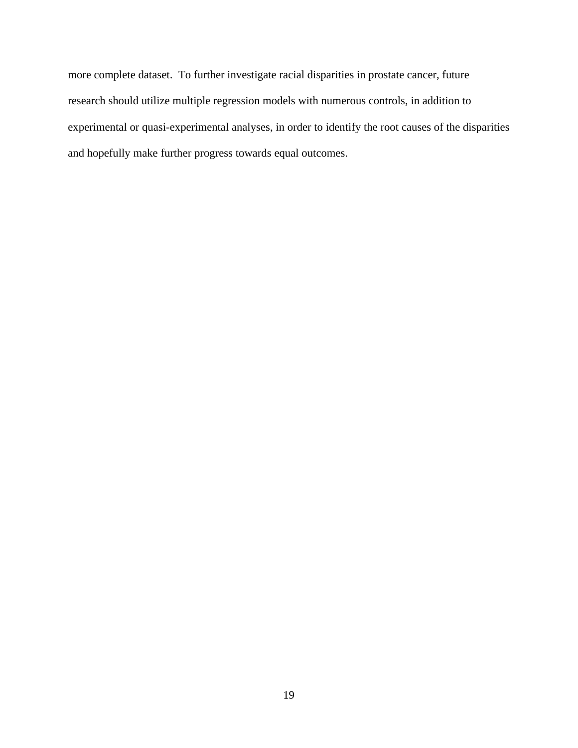more complete dataset. To further investigate racial disparities in prostate cancer, future research should utilize multiple regression models with numerous controls, in addition to experimental or quasi-experimental analyses, in order to identify the root causes of the disparities and hopefully make further progress towards equal outcomes.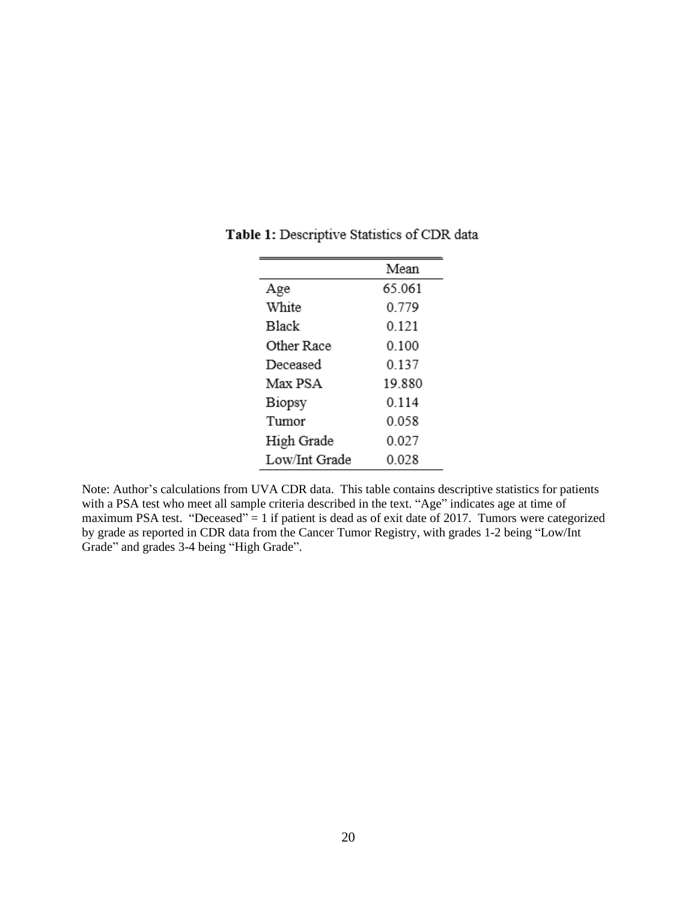**Table 1:** Descriptive Statistics of CDR data

| | Mean |
|---|---|
| Age | 65.061 |
| White | 0.779 |
| Black | 0.121 |
| Other Race | 0.100 |
| Deceased | 0.137 |
| Max PSA | 19.880 |
| Biopsy | 0.114 |
| Tumor | 0.058 |
| High Grade | 0.027 |
| Low/Int Grade | 0.028 |

Note: Author's calculations from UVA CDR data. This table contains descriptive statistics for patients with a PSA test who meet all sample criteria described in the text. "Age" indicates age at time of maximum PSA test. "Deceased" = 1 if patient is dead as of exit date of 2017. Tumors were categorized by grade as reported in CDR data from the Cancer Tumor Registry, with grades 1-2 being "Low/Int Grade" and grades 3-4 being "High Grade".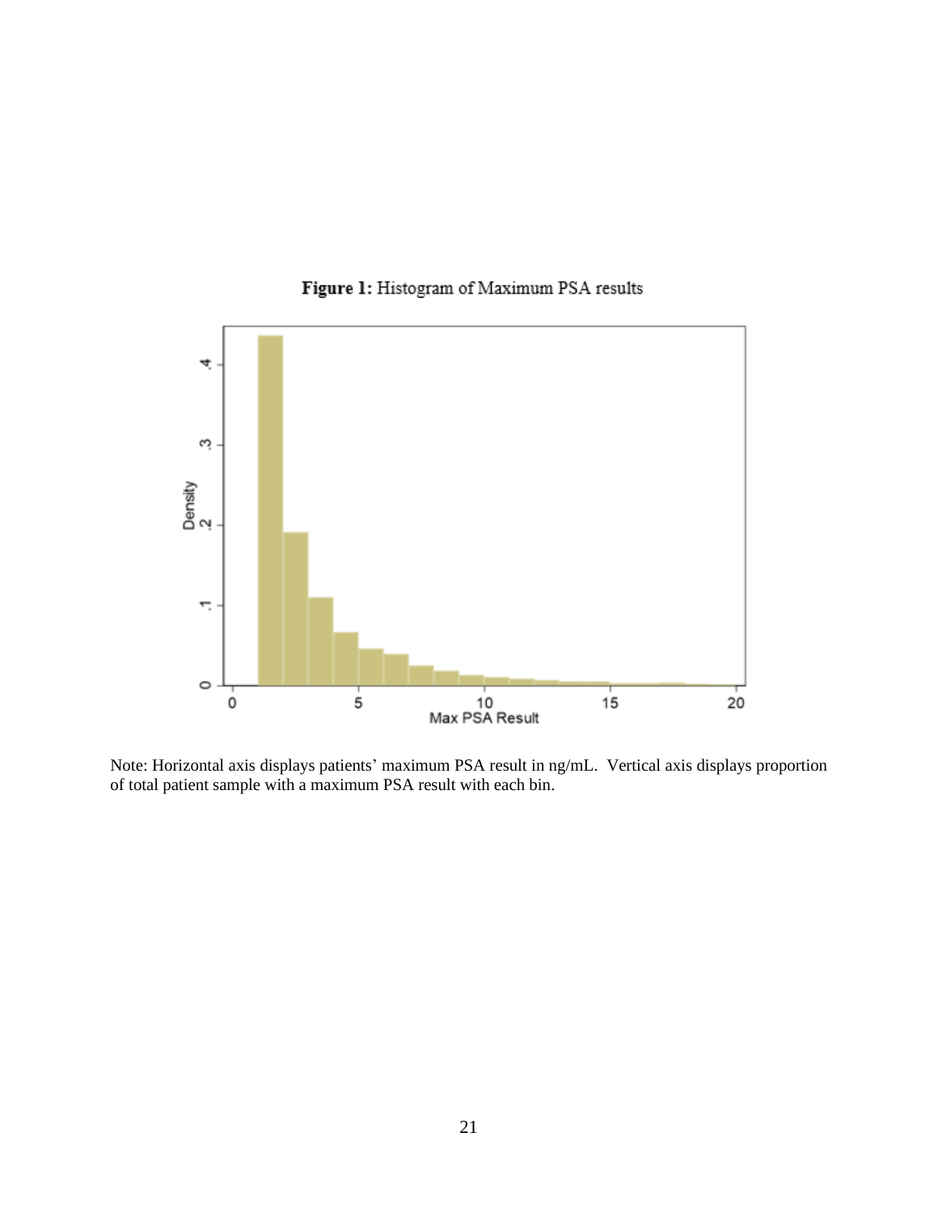**Figure 1:** Histogram of Maximum PSA results

Note: Horizontal axis displays patients' maximum PSA result in ng/mL. Vertical axis displays proportion of total patient sample with a maximum PSA result with each bin.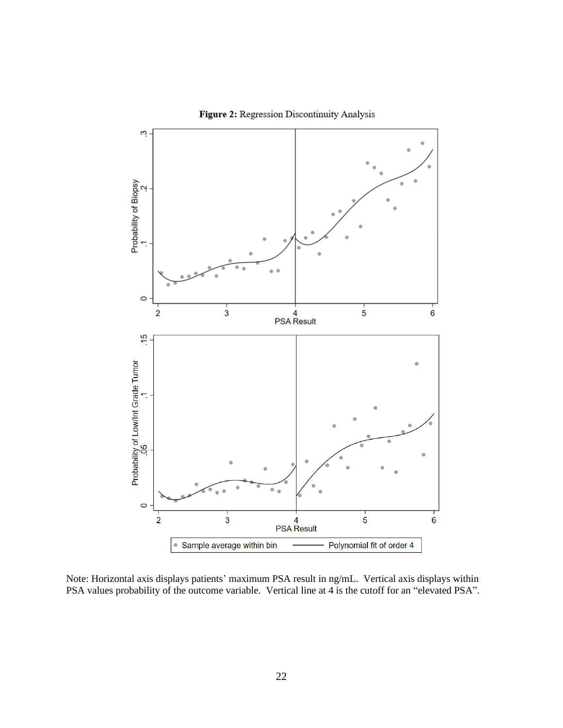**Figure 2:** Regression Discontinuity Analysis

Note: Horizontal axis displays patients' maximum PSA result in ng/mL. Vertical axis displays within PSA values probability of the outcome variable. Vertical line at 4 is the cutoff for an "elevated PSA".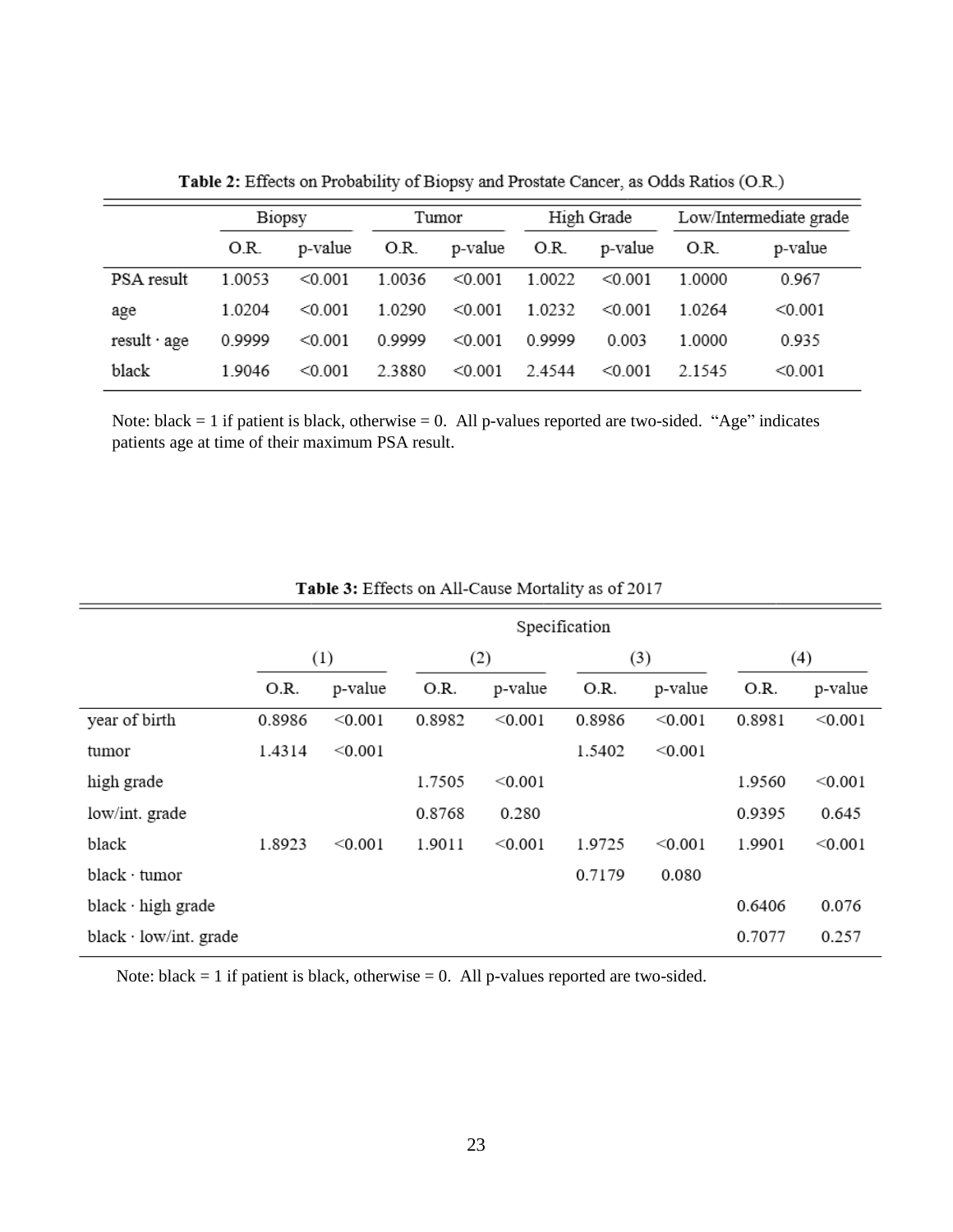**Table 2:** Effects on Probability of Biopsy and Prostate Cancer, as Odds Ratios (O.R.)

| | Biopsy | | Tumor | | High Grade | | Low/Intermediate grade | |
|---|---|---|---|---|---|---|---|---|
| | O.R. | p-value | O.R. | p-value | O.R. | p-value | O.R. | p-value |
| PSA result | 1.0053 | <0.001 | 1.0036 | <0.001 | 1.0022 | <0.001 | 1.0000 | 0.967 |
| age | 1.0204 | <0.001 | 1.0290 | <0.001 | 1.0232 | <0.001 | 1.0264 | <0.001 |
| result · age | 0.9999 | <0.001 | 0.9999 | <0.001 | 0.9999 | 0.003 | 1.0000 | 0.935 |
| black | 1.9046 | <0.001 | 2.3880 | <0.001 | 2.4544 | <0.001 | 2.1545 | <0.001 |

Note: black = 1 if patient is black, otherwise = 0. All p-values reported are two-sided. "Age" indicates patients age at time of their maximum PSA result.

**Table 3:** Effects on All-Cause Mortality as of 2017

| | Specification | | | | | | | |
|---|---|---|---|---|---|---|---|---|
| | (1) | | (2) | | (3) | | (4) | |
| | O.R. | p-value | O.R. | p-value | O.R. | p-value | O.R. | p-value |
| year of birth | 0.8986 | <0.001 | 0.8982 | <0.001 | 0.8986 | <0.001 | 0.8981 | <0.001 |
| tumor | 1.4314 | <0.001 | | | 1.5402 | <0.001 | | |
| high grade | | | 1.7505 | <0.001 | | | 1.9560 | <0.001 |
| low/int. grade | | | 0.8768 | 0.280 | | | 0.9395 | 0.645 |
| black | 1.8923 | <0.001 | 1.9011 | <0.001 | 1.9725 | <0.001 | 1.9901 | <0.001 |
| black · tumor | | | | | 0.7179 | 0.080 | | |
| black · high grade | | | | | | | 0.6406 | 0.076 |
| black · low/int. grade | | | | | | | 0.7077 | 0.257 |

Note: black = 1 if patient is black, otherwise = 0. All p-values reported are two-sided.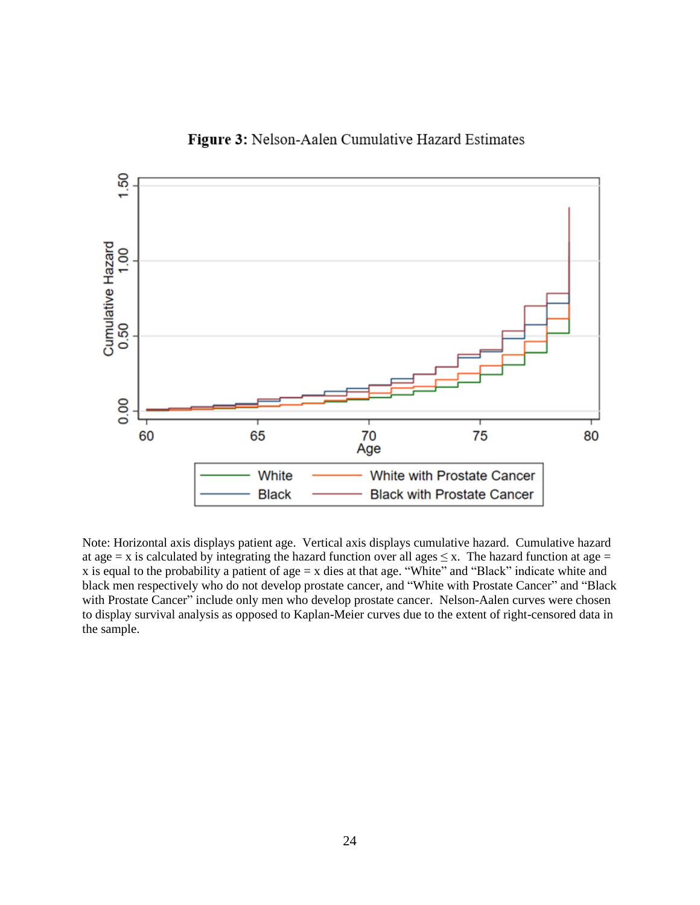**Figure 3:** Nelson-Aalen Cumulative Hazard Estimates

Note: Horizontal axis displays patient age. Vertical axis displays cumulative hazard. Cumulative hazard at age = x is calculated by integrating the hazard function over all ages ≤ x. The hazard function at age = x is equal to the probability a patient of age = x dies at that age. "White" and "Black" indicate white and black men respectively who do not develop prostate cancer, and "White with Prostate Cancer" and "Black with Prostate Cancer" include only men who develop prostate cancer. Nelson-Aalen curves were chosen to display survival analysis as opposed to Kaplan-Meier curves due to the extent of right-censored data in the sample.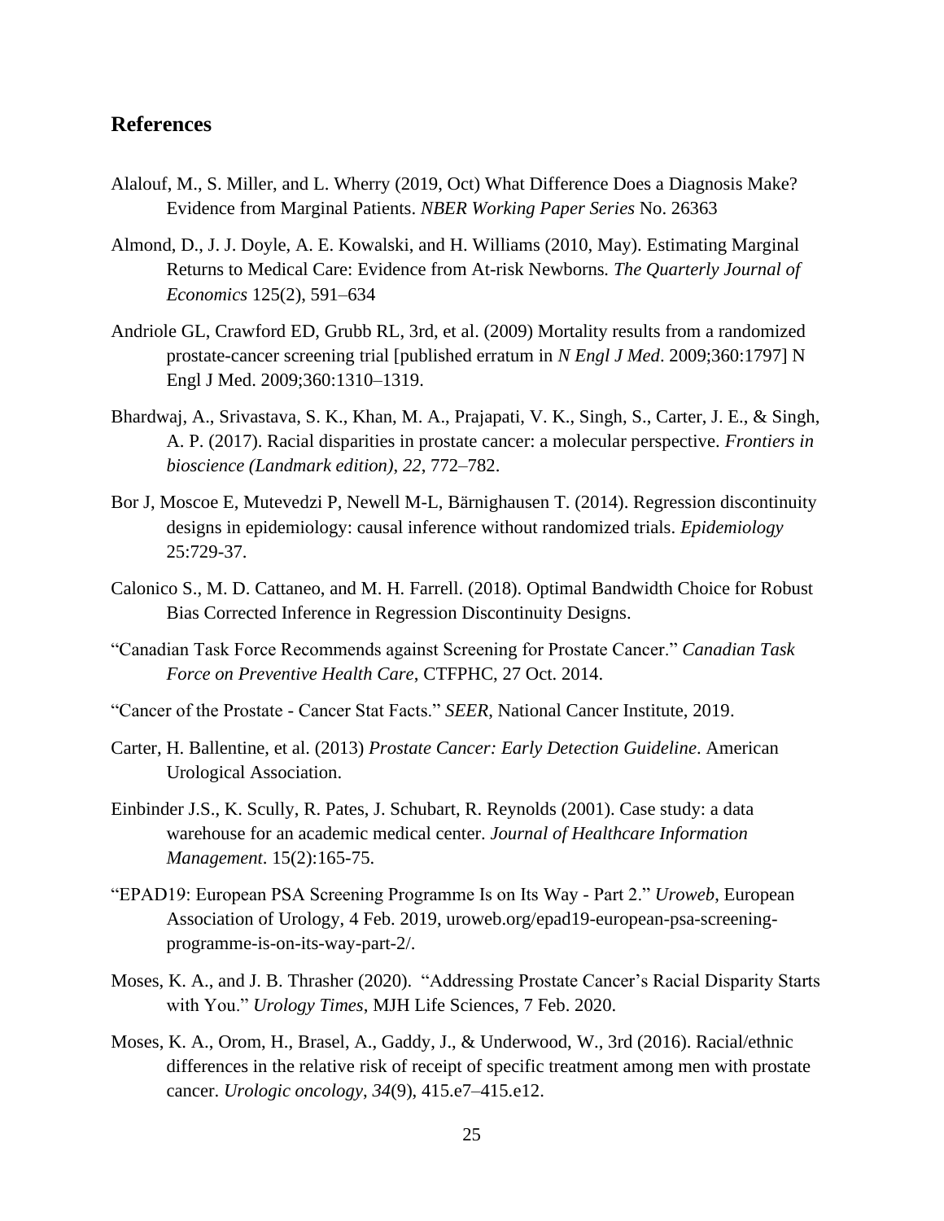## References

Alalouf, M., S. Miller, and L. Wherry (2019, Oct) What Difference Does a Diagnosis Make? Evidence from Marginal Patients. *NBER Working Paper Series* No. 26363

Almond, D., J. J. Doyle, A. E. Kowalski, and H. Williams (2010, May). Estimating Marginal Returns to Medical Care: Evidence from At-risk Newborns. *The Quarterly Journal of Economics* 125(2), 591–634

Andriole GL, Crawford ED, Grubb RL, 3rd, et al. (2009) Mortality results from a randomized prostate-cancer screening trial [published erratum in *N Engl J Med*. 2009;360:1797] N Engl J Med. 2009;360:1310–1319.

Bhardwaj, A., Srivastava, S. K., Khan, M. A., Prajapati, V. K., Singh, S., Carter, J. E., & Singh, A. P. (2017). Racial disparities in prostate cancer: a molecular perspective. *Frontiers in bioscience (Landmark edition)*, *22*, 772–782.

Bor J, Moscoe E, Mutevedzi P, Newell M-L, Bärnighausen T. (2014). Regression discontinuity designs in epidemiology: causal inference without randomized trials. *Epidemiology* 25:729-37.

Calonico S., M. D. Cattaneo, and M. H. Farrell. (2018). Optimal Bandwidth Choice for Robust Bias Corrected Inference in Regression Discontinuity Designs.

"Canadian Task Force Recommends against Screening for Prostate Cancer." *Canadian Task Force on Preventive Health Care*, CTFPHC, 27 Oct. 2014.

"Cancer of the Prostate - Cancer Stat Facts." *SEER*, National Cancer Institute, 2019.

Carter, H. Ballentine, et al. (2013) *Prostate Cancer: Early Detection Guideline*. American Urological Association.

Einbinder J.S., K. Scully, R. Pates, J. Schubart, R. Reynolds (2001). Case study: a data warehouse for an academic medical center. *Journal of Healthcare Information Management*. 15(2):165-75.

"EPAD19: European PSA Screening Programme Is on Its Way - Part 2." *Uroweb*, European Association of Urology, 4 Feb. 2019, uroweb.org/epad19-european-psa-screening-programme-is-on-its-way-part-2/.

Moses, K. A., and J. B. Thrasher (2020). "Addressing Prostate Cancer's Racial Disparity Starts with You." *Urology Times*, MJH Life Sciences, 7 Feb. 2020.

Moses, K. A., Orom, H., Brasel, A., Gaddy, J., & Underwood, W., 3rd (2016). Racial/ethnic differences in the relative risk of receipt of specific treatment among men with prostate cancer. *Urologic oncology*, *34*(9), 415.e7–415.e12.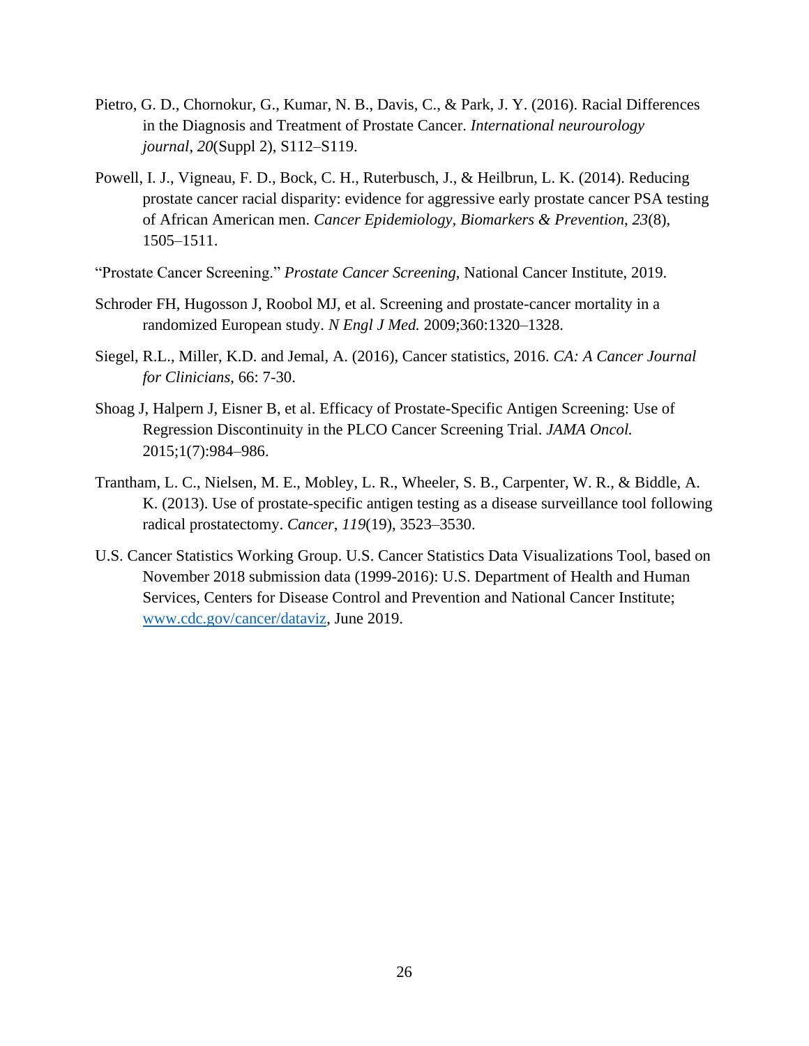Pietro, G. D., Chornokur, G., Kumar, N. B., Davis, C., & Park, J. Y. (2016). Racial Differences in the Diagnosis and Treatment of Prostate Cancer. *International neurourology journal*, *20*(Suppl 2), S112–S119.

Powell, I. J., Vigneau, F. D., Bock, C. H., Ruterbusch, J., & Heilbrun, L. K. (2014). Reducing prostate cancer racial disparity: evidence for aggressive early prostate cancer PSA testing of African American men. *Cancer Epidemiology, Biomarkers & Prevention*, *23*(8), 1505–1511.

"Prostate Cancer Screening." *Prostate Cancer Screening*, National Cancer Institute, 2019.

Schroder FH, Hugosson J, Roobol MJ, et al. Screening and prostate-cancer mortality in a randomized European study. *N Engl J Med.* 2009;360:1320–1328.

Siegel, R.L., Miller, K.D. and Jemal, A. (2016), Cancer statistics, 2016. *CA: A Cancer Journal for Clinicians*, 66: 7-30.

Shoag J, Halpern J, Eisner B, et al. Efficacy of Prostate-Specific Antigen Screening: Use of Regression Discontinuity in the PLCO Cancer Screening Trial. *JAMA Oncol.* 2015;1(7):984–986.

Trantham, L. C., Nielsen, M. E., Mobley, L. R., Wheeler, S. B., Carpenter, W. R., & Biddle, A. K. (2013). Use of prostate-specific antigen testing as a disease surveillance tool following radical prostatectomy. *Cancer*, *119*(19), 3523–3530.

U.S. Cancer Statistics Working Group. U.S. Cancer Statistics Data Visualizations Tool, based on November 2018 submission data (1999-2016): U.S. Department of Health and Human Services, Centers for Disease Control and Prevention and National Cancer Institute; www.cdc.gov/cancer/dataviz, June 2019.